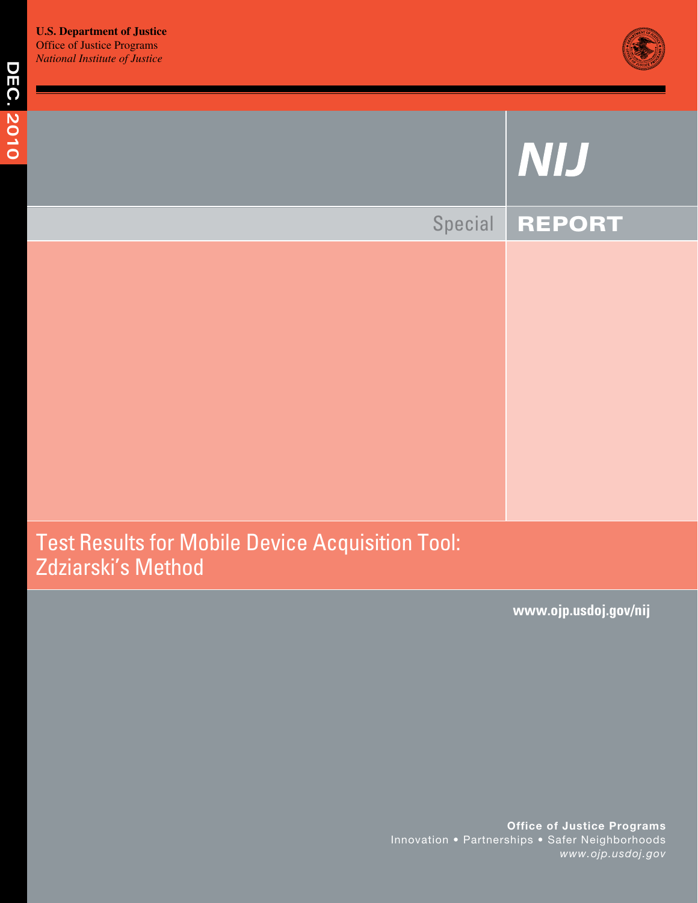DEC. 2010

**U.S. Department of Justice**
Office of Justice Programs
*National Institute of Justice*

# NIJ

Special **REPORT**

## Test Results for Mobile Device Acquisition Tool: Zdziarski's Method

**www.ojp.usdoj.gov/nij**

**Office of Justice Programs**
Innovation • Partnerships • Safer Neighborhoods
*www.ojp.usdoj.gov*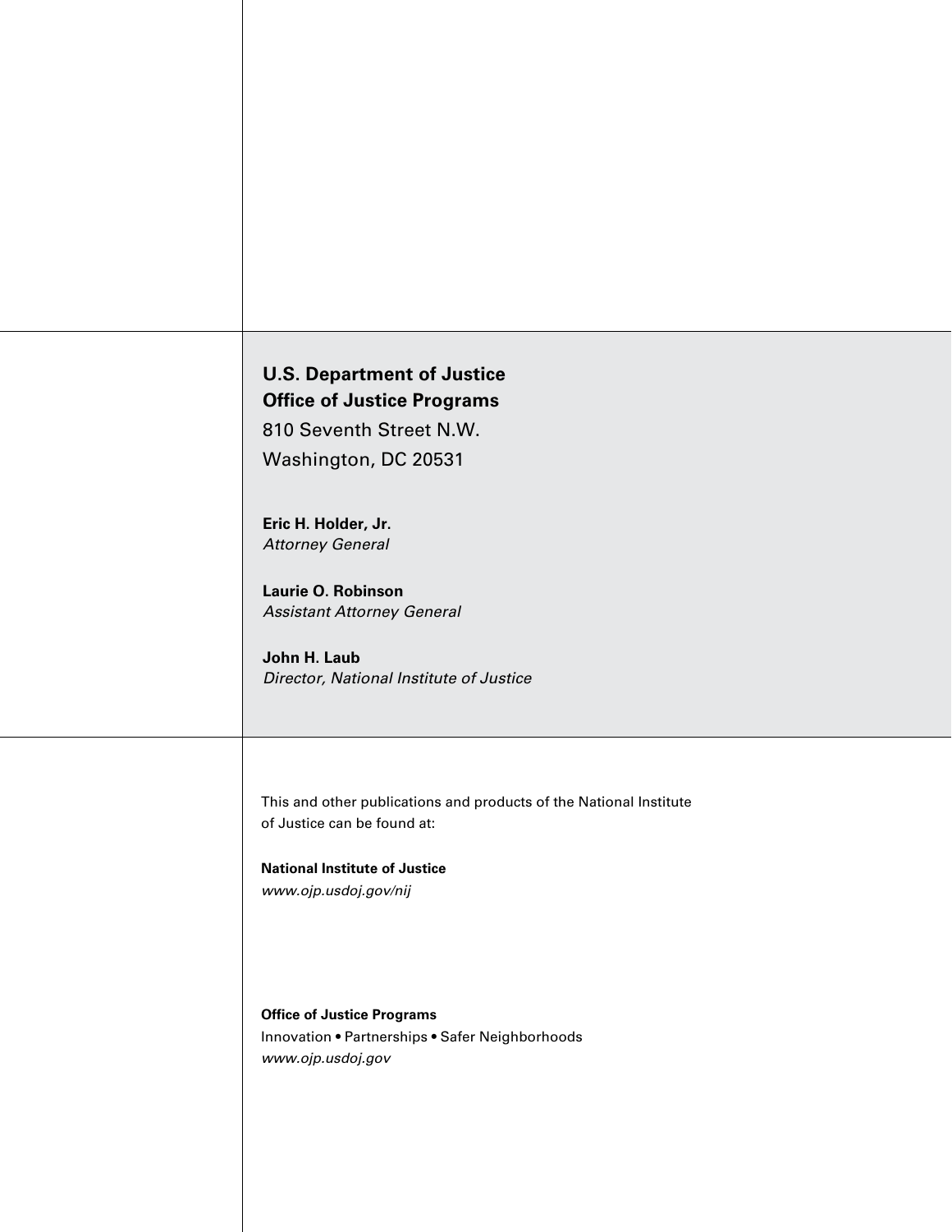**U.S. Department of Justice**
**Office of Justice Programs**
810 Seventh Street N.W.
Washington, DC 20531

**Eric H. Holder, Jr.**
*Attorney General*

**Laurie O. Robinson**
*Assistant Attorney General*

**John H. Laub**
*Director, National Institute of Justice*

This and other publications and products of the National Institute of Justice can be found at:

**National Institute of Justice**
*www.ojp.usdoj.gov/nij*

**Office of Justice Programs**
Innovation • Partnerships • Safer Neighborhoods
*www.ojp.usdoj.gov*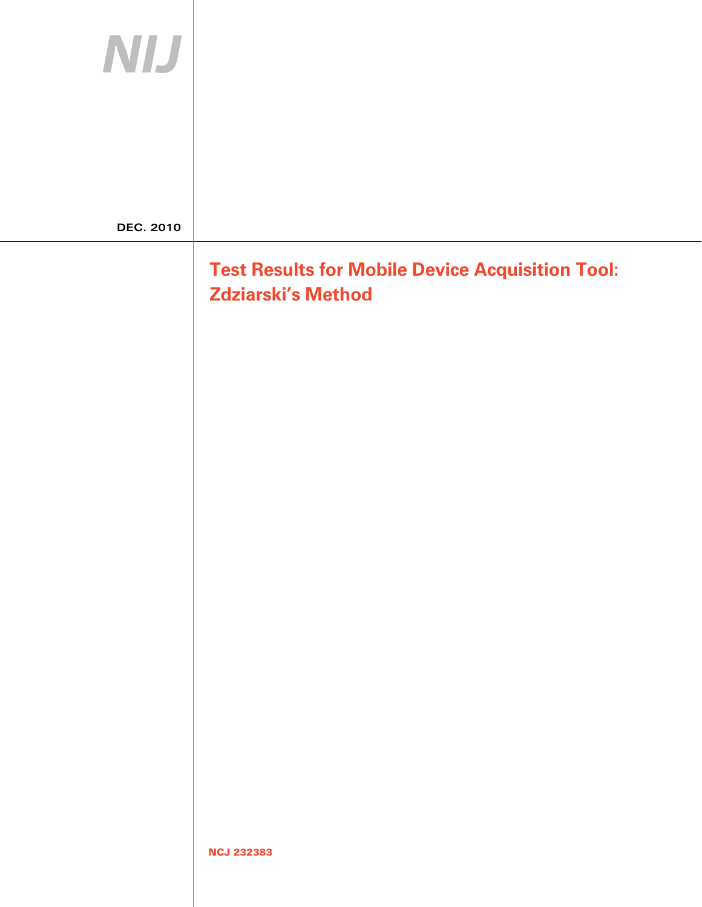NIJ

DEC. 2010

# Test Results for Mobile Device Acquisition Tool: Zdziarski's Method

NCJ 232383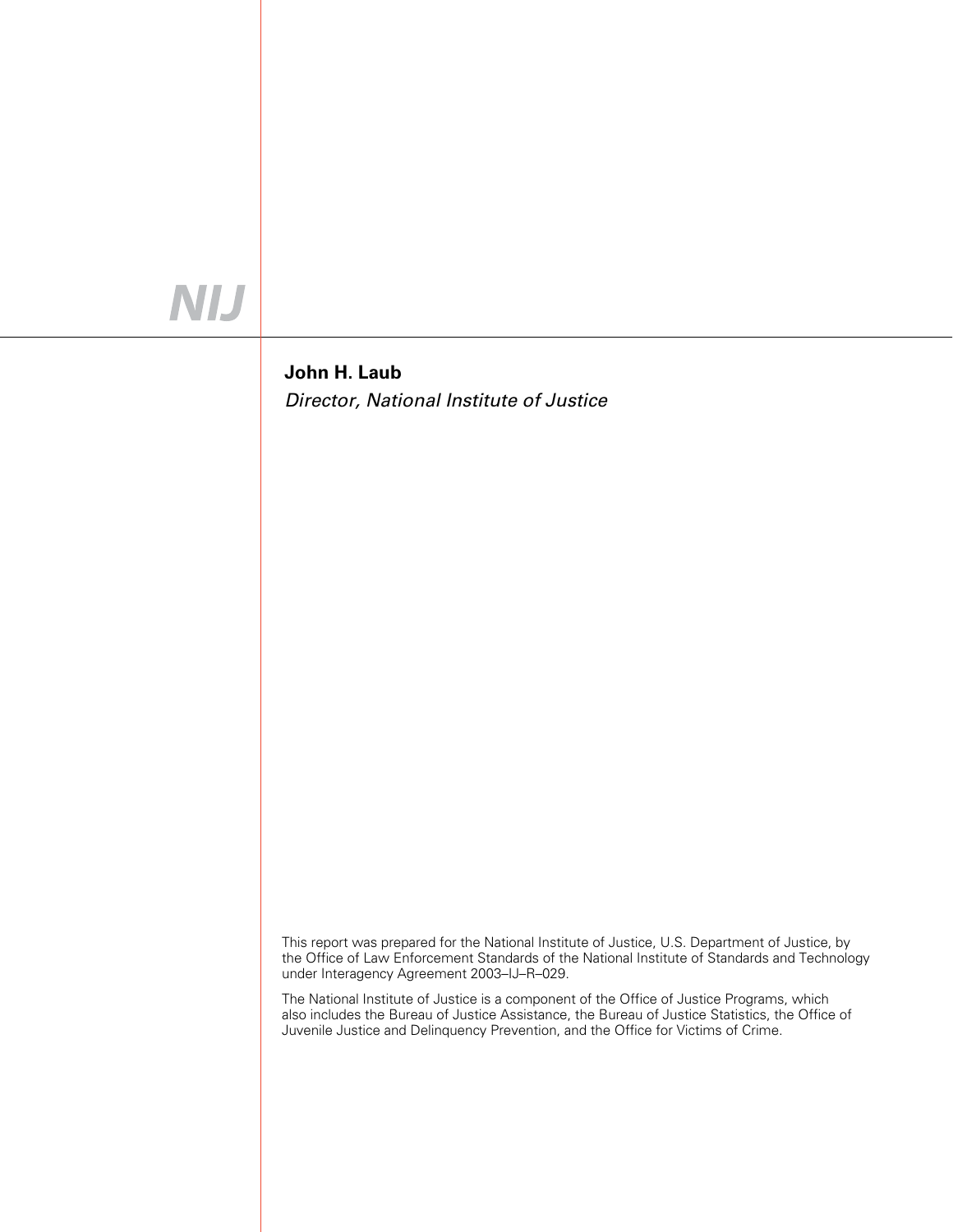NIJ

**John H. Laub**

*Director, National Institute of Justice*

This report was prepared for the National Institute of Justice, U.S. Department of Justice, by the Office of Law Enforcement Standards of the National Institute of Standards and Technology under Interagency Agreement 2003–IJ–R–029.

The National Institute of Justice is a component of the Office of Justice Programs, which also includes the Bureau of Justice Assistance, the Bureau of Justice Statistics, the Office of Juvenile Justice and Delinquency Prevention, and the Office for Victims of Crime.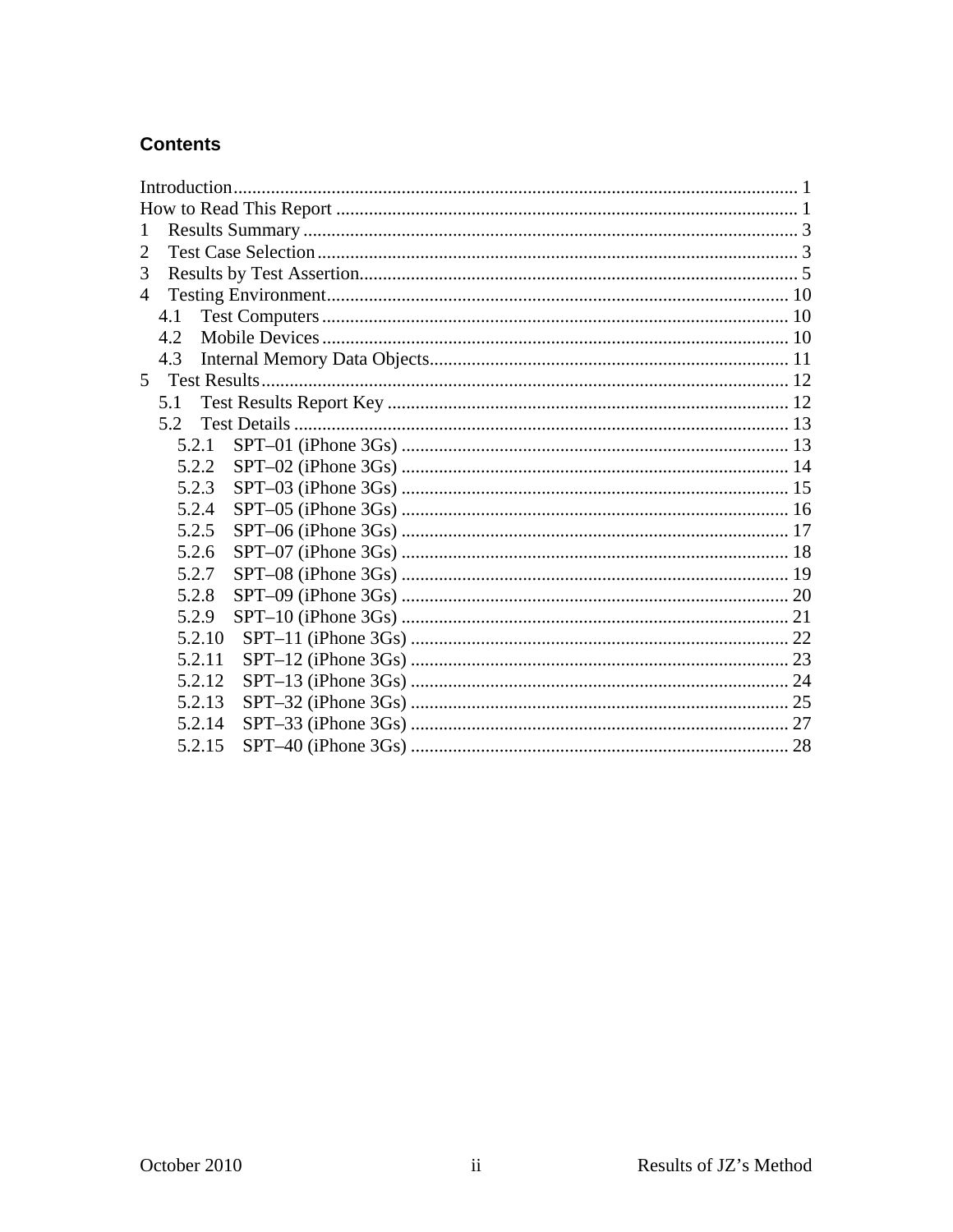## Contents

Introduction ........................................................................................................................ 1
How to Read This Report .................................................................................................. 1
1 Results Summary ........................................................................................................... 3
2 Test Case Selection ....................................................................................................... 3
3 Results by Test Assertion ............................................................................................. 5
4 Testing Environment .................................................................................................... 10
  4.1 Test Computers ...................................................................................................... 10
  4.2 Mobile Devices ...................................................................................................... 10
  4.3 Internal Memory Data Objects .............................................................................. 11
5 Test Results ................................................................................................................. 12
  5.1 Test Results Report Key ....................................................................................... 12
  5.2 Test Details ........................................................................................................... 13
    5.2.1 SPT–01 (iPhone 3Gs) ..................................................................................... 13
    5.2.2 SPT–02 (iPhone 3Gs) ..................................................................................... 14
    5.2.3 SPT–03 (iPhone 3Gs) ..................................................................................... 15
    5.2.4 SPT–05 (iPhone 3Gs) ..................................................................................... 16
    5.2.5 SPT–06 (iPhone 3Gs) ..................................................................................... 17
    5.2.6 SPT–07 (iPhone 3Gs) ..................................................................................... 18
    5.2.7 SPT–08 (iPhone 3Gs) ..................................................................................... 19
    5.2.8 SPT–09 (iPhone 3Gs) ..................................................................................... 20
    5.2.9 SPT–10 (iPhone 3Gs) ..................................................................................... 21
    5.2.10 SPT–11 (iPhone 3Gs) ................................................................................... 22
    5.2.11 SPT–12 (iPhone 3Gs) ................................................................................... 23
    5.2.12 SPT–13 (iPhone 3Gs) ................................................................................... 24
    5.2.13 SPT–32 (iPhone 3Gs) ................................................................................... 25
    5.2.14 SPT–33 (iPhone 3Gs) ................................................................................... 27
    5.2.15 SPT–40 (iPhone 3Gs) ................................................................................... 28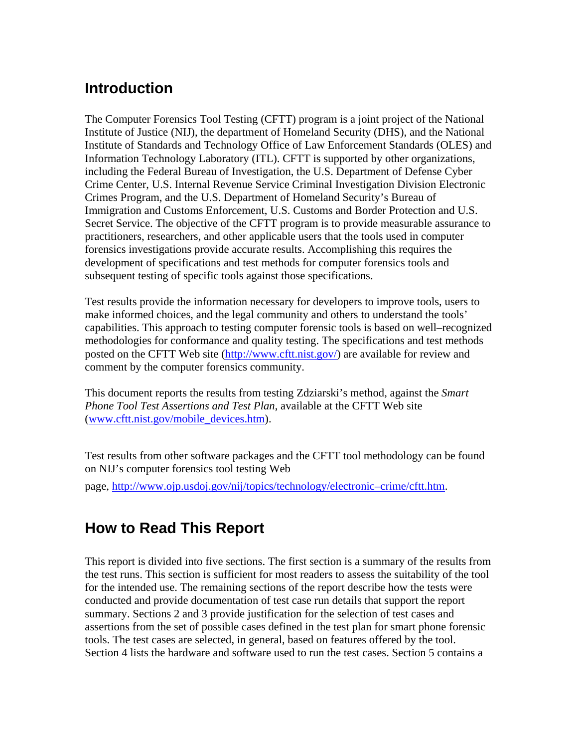# Introduction

The Computer Forensics Tool Testing (CFTT) program is a joint project of the National Institute of Justice (NIJ), the department of Homeland Security (DHS), and the National Institute of Standards and Technology Office of Law Enforcement Standards (OLES) and Information Technology Laboratory (ITL). CFTT is supported by other organizations, including the Federal Bureau of Investigation, the U.S. Department of Defense Cyber Crime Center, U.S. Internal Revenue Service Criminal Investigation Division Electronic Crimes Program, and the U.S. Department of Homeland Security's Bureau of Immigration and Customs Enforcement, U.S. Customs and Border Protection and U.S. Secret Service. The objective of the CFTT program is to provide measurable assurance to practitioners, researchers, and other applicable users that the tools used in computer forensics investigations provide accurate results. Accomplishing this requires the development of specifications and test methods for computer forensics tools and subsequent testing of specific tools against those specifications.

Test results provide the information necessary for developers to improve tools, users to make informed choices, and the legal community and others to understand the tools' capabilities. This approach to testing computer forensic tools is based on well–recognized methodologies for conformance and quality testing. The specifications and test methods posted on the CFTT Web site (http://www.cftt.nist.gov/) are available for review and comment by the computer forensics community.

This document reports the results from testing Zdziarski's method, against the *Smart Phone Tool Test Assertions and Test Plan*, available at the CFTT Web site (www.cftt.nist.gov/mobile_devices.htm).

Test results from other software packages and the CFTT tool methodology can be found on NIJ's computer forensics tool testing Web page, http://www.ojp.usdoj.gov/nij/topics/technology/electronic–crime/cftt.htm.

# How to Read This Report

This report is divided into five sections. The first section is a summary of the results from the test runs. This section is sufficient for most readers to assess the suitability of the tool for the intended use. The remaining sections of the report describe how the tests were conducted and provide documentation of test case run details that support the report summary. Sections 2 and 3 provide justification for the selection of test cases and assertions from the set of possible cases defined in the test plan for smart phone forensic tools. The test cases are selected, in general, based on features offered by the tool. Section 4 lists the hardware and software used to run the test cases. Section 5 contains a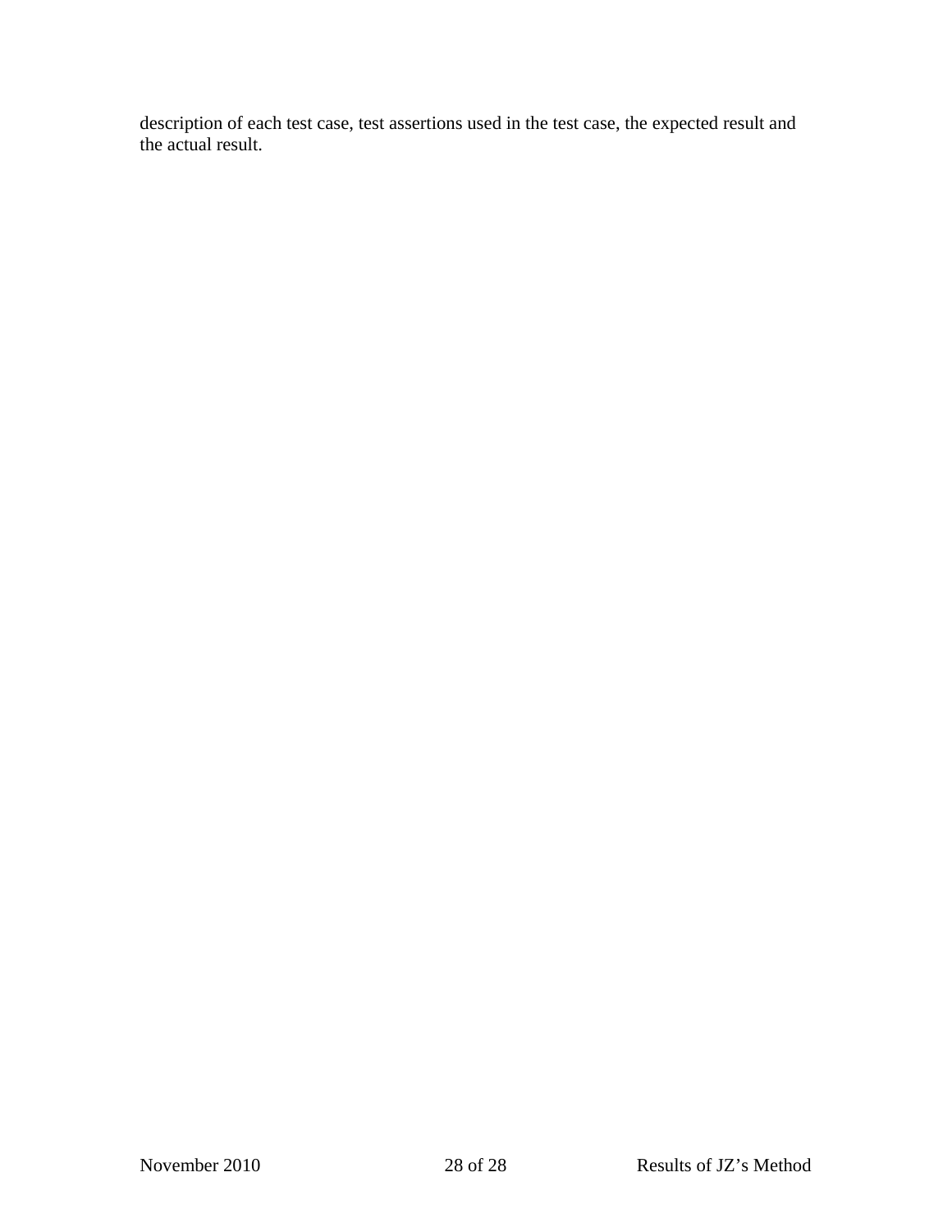description of each test case, test assertions used in the test case, the expected result and the actual result.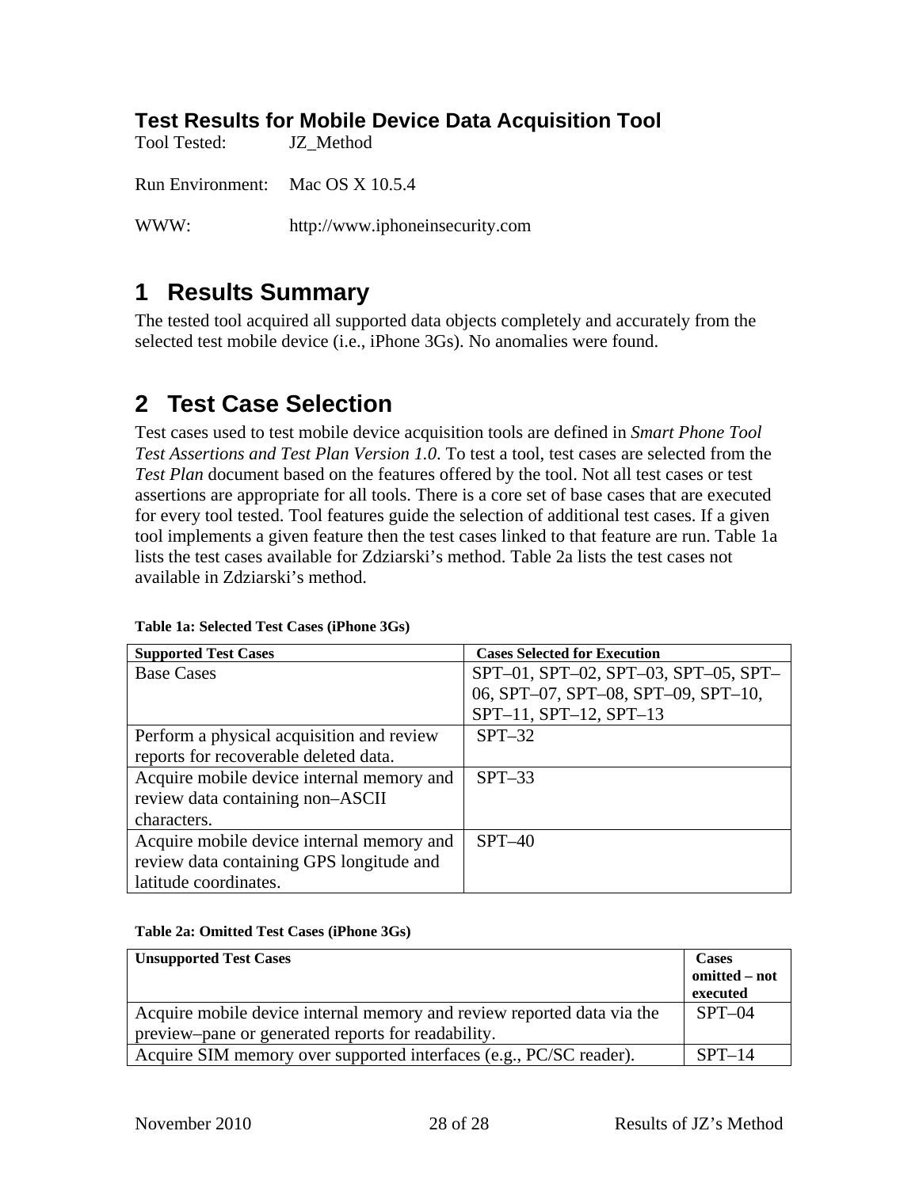# Test Results for Mobile Device Data Acquisition Tool

Tool Tested: JZ_Method

Run Environment: Mac OS X 10.5.4

WWW: http://www.iphoneinsecurity.com

## 1 Results Summary

The tested tool acquired all supported data objects completely and accurately from the selected test mobile device (i.e., iPhone 3Gs). No anomalies were found.

## 2 Test Case Selection

Test cases used to test mobile device acquisition tools are defined in *Smart Phone Tool Test Assertions and Test Plan Version 1.0*. To test a tool, test cases are selected from the *Test Plan* document based on the features offered by the tool. Not all test cases or test assertions are appropriate for all tools. There is a core set of base cases that are executed for every tool tested. Tool features guide the selection of additional test cases. If a given tool implements a given feature then the test cases linked to that feature are run. Table 1a lists the test cases available for Zdziarski's method. Table 2a lists the test cases not available in Zdziarski's method.

**Table 1a: Selected Test Cases (iPhone 3Gs)**

| Supported Test Cases | Cases Selected for Execution |
| --- | --- |
| Base Cases | SPT–01, SPT–02, SPT–03, SPT–05, SPT–06, SPT–07, SPT–08, SPT–09, SPT–10, SPT–11, SPT–12, SPT–13 |
| Perform a physical acquisition and review reports for recoverable deleted data. | SPT–32 |
| Acquire mobile device internal memory and review data containing non–ASCII characters. | SPT–33 |
| Acquire mobile device internal memory and review data containing GPS longitude and latitude coordinates. | SPT–40 |

**Table 2a: Omitted Test Cases (iPhone 3Gs)**

| Unsupported Test Cases | Cases omitted – not executed |
| --- | --- |
| Acquire mobile device internal memory and review reported data via the preview–pane or generated reports for readability. | SPT–04 |
| Acquire SIM memory over supported interfaces (e.g., PC/SC reader). | SPT–14 |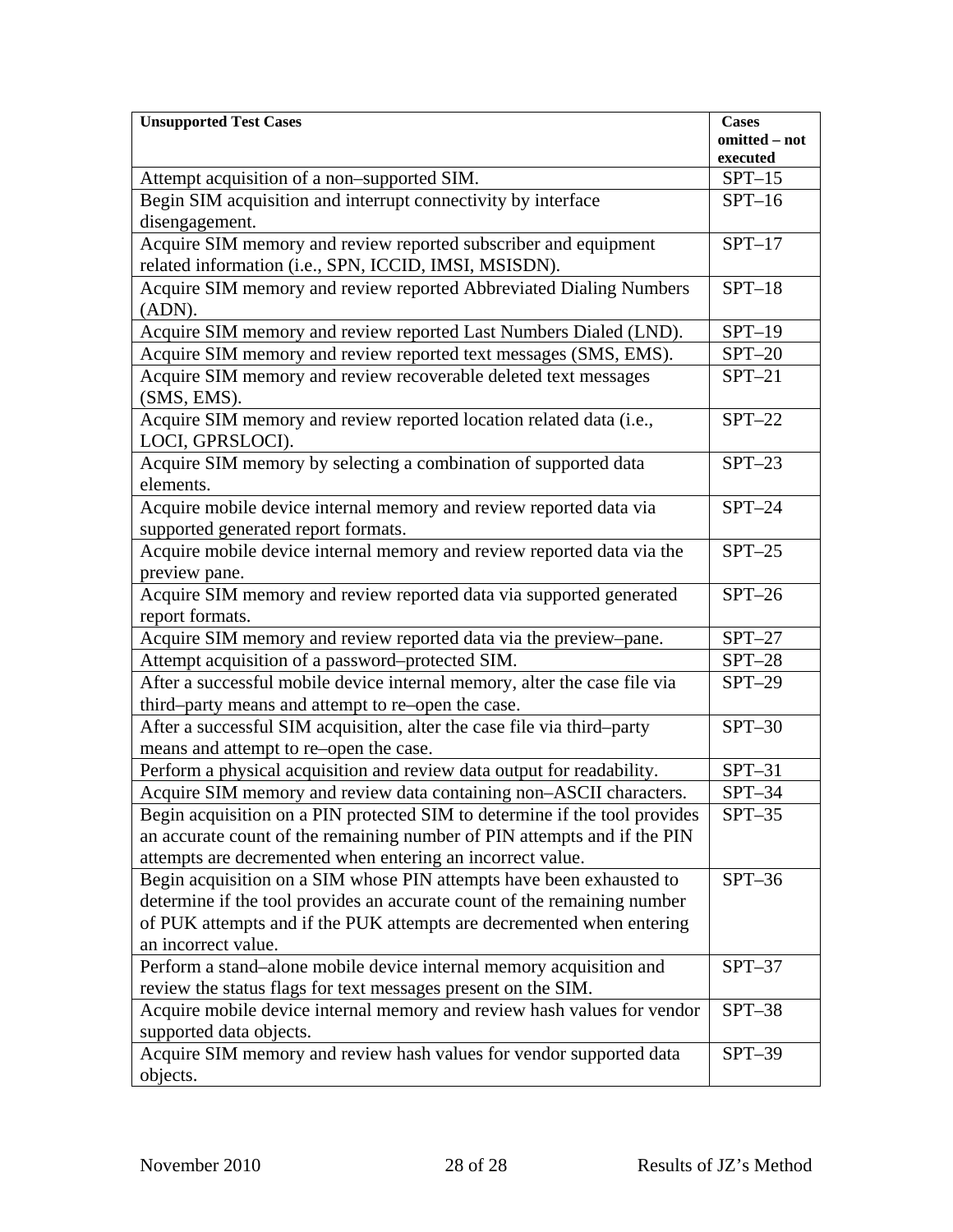| Unsupported Test Cases | Cases omitted – not executed |
|---|---|
| Attempt acquisition of a non–supported SIM. | SPT–15 |
| Begin SIM acquisition and interrupt connectivity by interface disengagement. | SPT–16 |
| Acquire SIM memory and review reported subscriber and equipment related information (i.e., SPN, ICCID, IMSI, MSISDN). | SPT–17 |
| Acquire SIM memory and review reported Abbreviated Dialing Numbers (ADN). | SPT–18 |
| Acquire SIM memory and review reported Last Numbers Dialed (LND). | SPT–19 |
| Acquire SIM memory and review reported text messages (SMS, EMS). | SPT–20 |
| Acquire SIM memory and review recoverable deleted text messages (SMS, EMS). | SPT–21 |
| Acquire SIM memory and review reported location related data (i.e., LOCI, GPRSLOCI). | SPT–22 |
| Acquire SIM memory by selecting a combination of supported data elements. | SPT–23 |
| Acquire mobile device internal memory and review reported data via supported generated report formats. | SPT–24 |
| Acquire mobile device internal memory and review reported data via the preview pane. | SPT–25 |
| Acquire SIM memory and review reported data via supported generated report formats. | SPT–26 |
| Acquire SIM memory and review reported data via the preview–pane. | SPT–27 |
| Attempt acquisition of a password–protected SIM. | SPT–28 |
| After a successful mobile device internal memory, alter the case file via third–party means and attempt to re–open the case. | SPT–29 |
| After a successful SIM acquisition, alter the case file via third–party means and attempt to re–open the case. | SPT–30 |
| Perform a physical acquisition and review data output for readability. | SPT–31 |
| Acquire SIM memory and review data containing non–ASCII characters. | SPT–34 |
| Begin acquisition on a PIN protected SIM to determine if the tool provides an accurate count of the remaining number of PIN attempts and if the PIN attempts are decremented when entering an incorrect value. | SPT–35 |
| Begin acquisition on a SIM whose PIN attempts have been exhausted to determine if the tool provides an accurate count of the remaining number of PUK attempts and if the PUK attempts are decremented when entering an incorrect value. | SPT–36 |
| Perform a stand–alone mobile device internal memory acquisition and review the status flags for text messages present on the SIM. | SPT–37 |
| Acquire mobile device internal memory and review hash values for vendor supported data objects. | SPT–38 |
| Acquire SIM memory and review hash values for vendor supported data objects. | SPT–39 |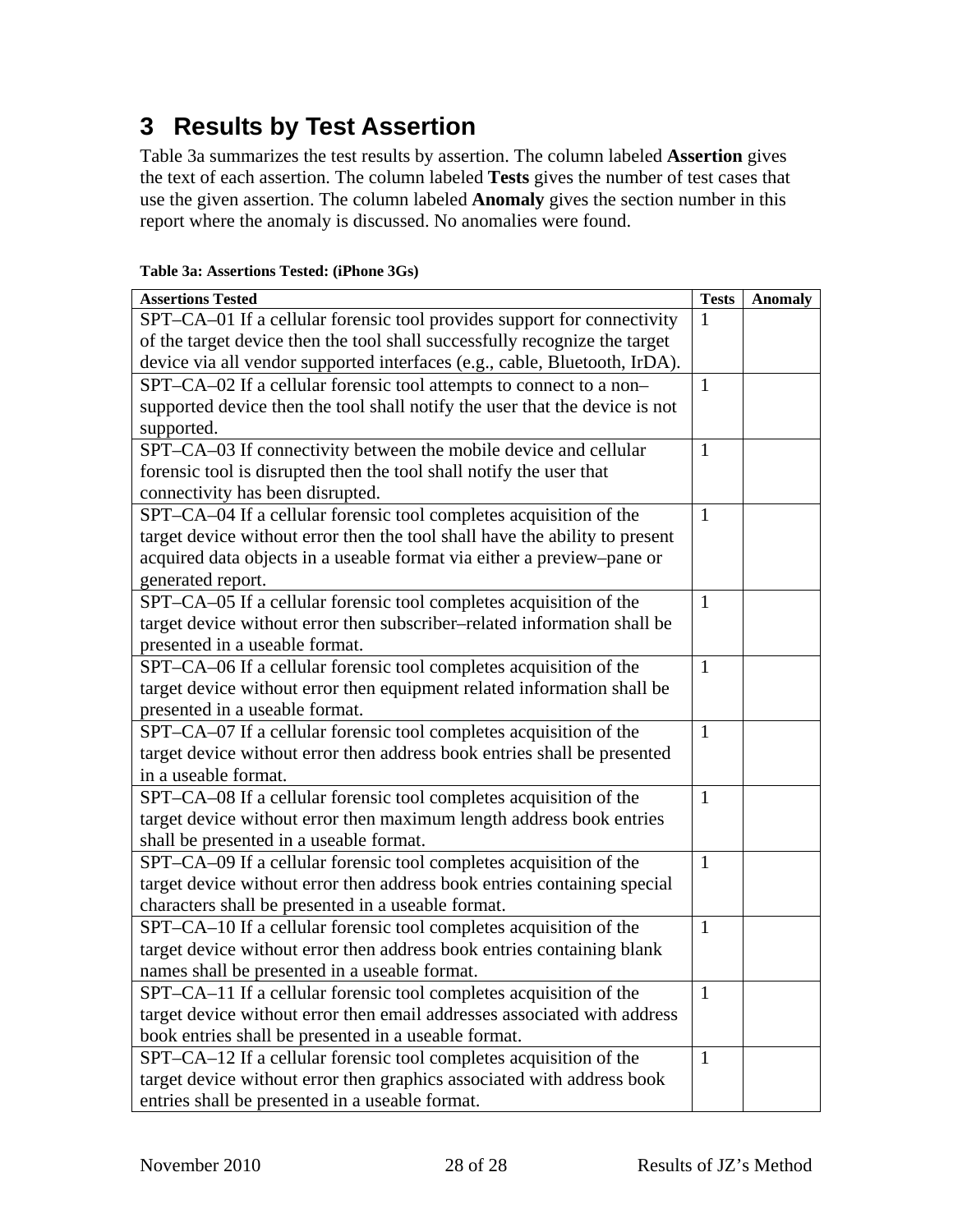# 3 Results by Test Assertion

Table 3a summarizes the test results by assertion. The column labeled **Assertion** gives the text of each assertion. The column labeled **Tests** gives the number of test cases that use the given assertion. The column labeled **Anomaly** gives the section number in this report where the anomaly is discussed. No anomalies were found.

**Table 3a: Assertions Tested: (iPhone 3Gs)**

| Assertions Tested | Tests | Anomaly |
|---|---|---|
| SPT–CA–01 If a cellular forensic tool provides support for connectivity of the target device then the tool shall successfully recognize the target device via all vendor supported interfaces (e.g., cable, Bluetooth, IrDA). | 1 | |
| SPT–CA–02 If a cellular forensic tool attempts to connect to a non–supported device then the tool shall notify the user that the device is not supported. | 1 | |
| SPT–CA–03 If connectivity between the mobile device and cellular forensic tool is disrupted then the tool shall notify the user that connectivity has been disrupted. | 1 | |
| SPT–CA–04 If a cellular forensic tool completes acquisition of the target device without error then the tool shall have the ability to present acquired data objects in a useable format via either a preview–pane or generated report. | 1 | |
| SPT–CA–05 If a cellular forensic tool completes acquisition of the target device without error then subscriber–related information shall be presented in a useable format. | 1 | |
| SPT–CA–06 If a cellular forensic tool completes acquisition of the target device without error then equipment related information shall be presented in a useable format. | 1 | |
| SPT–CA–07 If a cellular forensic tool completes acquisition of the target device without error then address book entries shall be presented in a useable format. | 1 | |
| SPT–CA–08 If a cellular forensic tool completes acquisition of the target device without error then maximum length address book entries shall be presented in a useable format. | 1 | |
| SPT–CA–09 If a cellular forensic tool completes acquisition of the target device without error then address book entries containing special characters shall be presented in a useable format. | 1 | |
| SPT–CA–10 If a cellular forensic tool completes acquisition of the target device without error then address book entries containing blank names shall be presented in a useable format. | 1 | |
| SPT–CA–11 If a cellular forensic tool completes acquisition of the target device without error then email addresses associated with address book entries shall be presented in a useable format. | 1 | |
| SPT–CA–12 If a cellular forensic tool completes acquisition of the target device without error then graphics associated with address book entries shall be presented in a useable format. | 1 | |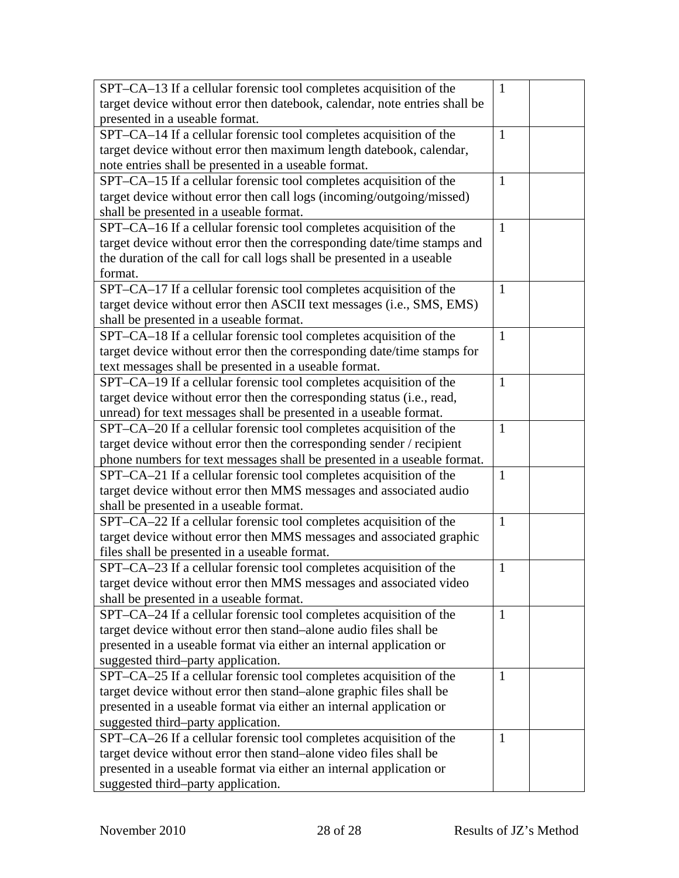| | | |
|---|---|---|
| SPT–CA–13 If a cellular forensic tool completes acquisition of the target device without error then datebook, calendar, note entries shall be presented in a useable format. | 1 | |
| SPT–CA–14 If a cellular forensic tool completes acquisition of the target device without error then maximum length datebook, calendar, note entries shall be presented in a useable format. | 1 | |
| SPT–CA–15 If a cellular forensic tool completes acquisition of the target device without error then call logs (incoming/outgoing/missed) shall be presented in a useable format. | 1 | |
| SPT–CA–16 If a cellular forensic tool completes acquisition of the target device without error then the corresponding date/time stamps and the duration of the call for call logs shall be presented in a useable format. | 1 | |
| SPT–CA–17 If a cellular forensic tool completes acquisition of the target device without error then ASCII text messages (i.e., SMS, EMS) shall be presented in a useable format. | 1 | |
| SPT–CA–18 If a cellular forensic tool completes acquisition of the target device without error then the corresponding date/time stamps for text messages shall be presented in a useable format. | 1 | |
| SPT–CA–19 If a cellular forensic tool completes acquisition of the target device without error then the corresponding status (i.e., read, unread) for text messages shall be presented in a useable format. | 1 | |
| SPT–CA–20 If a cellular forensic tool completes acquisition of the target device without error then the corresponding sender / recipient phone numbers for text messages shall be presented in a useable format. | 1 | |
| SPT–CA–21 If a cellular forensic tool completes acquisition of the target device without error then MMS messages and associated audio shall be presented in a useable format. | 1 | |
| SPT–CA–22 If a cellular forensic tool completes acquisition of the target device without error then MMS messages and associated graphic files shall be presented in a useable format. | 1 | |
| SPT–CA–23 If a cellular forensic tool completes acquisition of the target device without error then MMS messages and associated video shall be presented in a useable format. | 1 | |
| SPT–CA–24 If a cellular forensic tool completes acquisition of the target device without error then stand–alone audio files shall be presented in a useable format via either an internal application or suggested third–party application. | 1 | |
| SPT–CA–25 If a cellular forensic tool completes acquisition of the target device without error then stand–alone graphic files shall be presented in a useable format via either an internal application or suggested third–party application. | 1 | |
| SPT–CA–26 If a cellular forensic tool completes acquisition of the target device without error then stand–alone video files shall be presented in a useable format via either an internal application or suggested third–party application. | 1 | |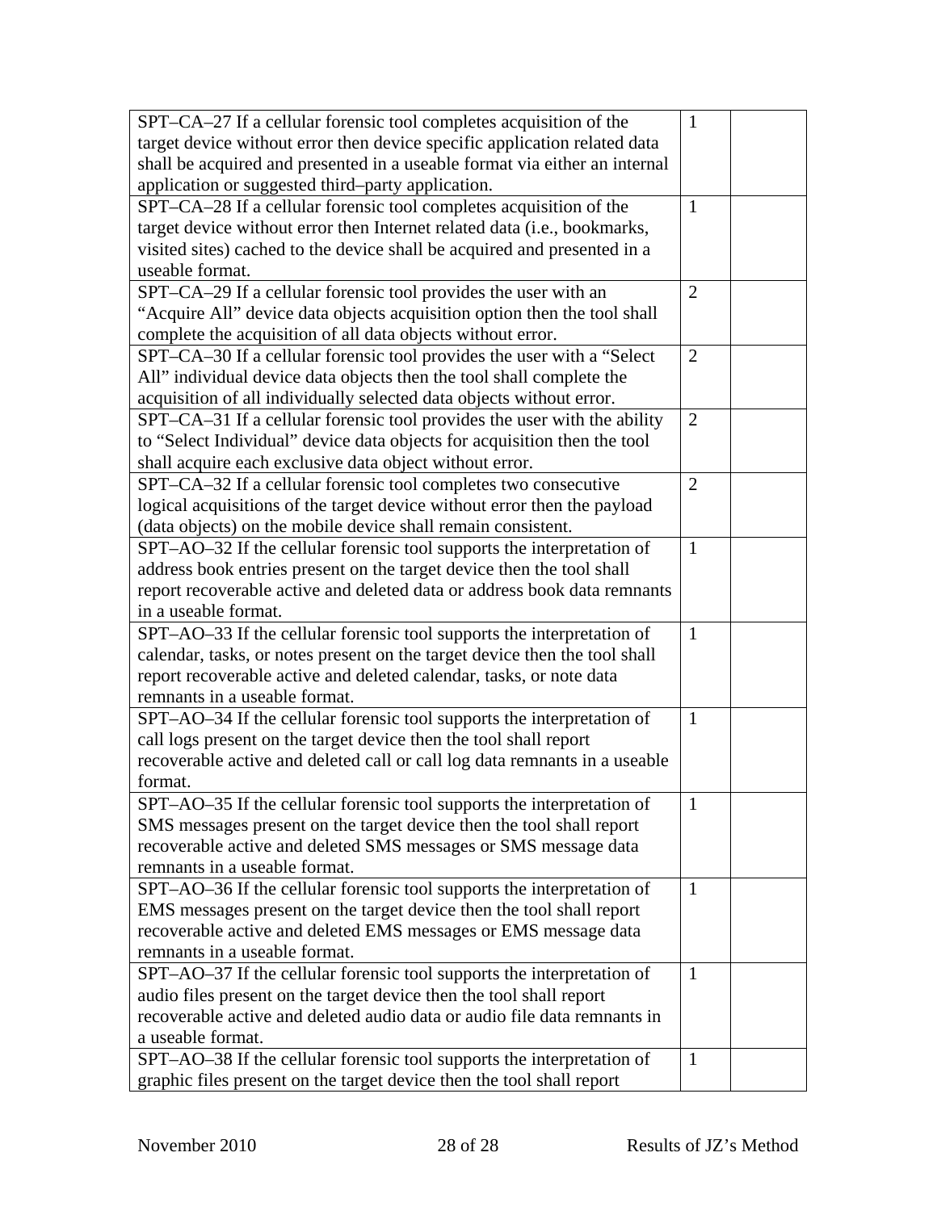| | | |
|---|---|---|
| SPT–CA–27 If a cellular forensic tool completes acquisition of the target device without error then device specific application related data shall be acquired and presented in a useable format via either an internal application or suggested third–party application. | 1 | |
| SPT–CA–28 If a cellular forensic tool completes acquisition of the target device without error then Internet related data (i.e., bookmarks, visited sites) cached to the device shall be acquired and presented in a useable format. | 1 | |
| SPT–CA–29 If a cellular forensic tool provides the user with an "Acquire All" device data objects acquisition option then the tool shall complete the acquisition of all data objects without error. | 2 | |
| SPT–CA–30 If a cellular forensic tool provides the user with a "Select All" individual device data objects then the tool shall complete the acquisition of all individually selected data objects without error. | 2 | |
| SPT–CA–31 If a cellular forensic tool provides the user with the ability to "Select Individual" device data objects for acquisition then the tool shall acquire each exclusive data object without error. | 2 | |
| SPT–CA–32 If a cellular forensic tool completes two consecutive logical acquisitions of the target device without error then the payload (data objects) on the mobile device shall remain consistent. | 2 | |
| SPT–AO–32 If the cellular forensic tool supports the interpretation of address book entries present on the target device then the tool shall report recoverable active and deleted data or address book data remnants in a useable format. | 1 | |
| SPT–AO–33 If the cellular forensic tool supports the interpretation of calendar, tasks, or notes present on the target device then the tool shall report recoverable active and deleted calendar, tasks, or note data remnants in a useable format. | 1 | |
| SPT–AO–34 If the cellular forensic tool supports the interpretation of call logs present on the target device then the tool shall report recoverable active and deleted call or call log data remnants in a useable format. | 1 | |
| SPT–AO–35 If the cellular forensic tool supports the interpretation of SMS messages present on the target device then the tool shall report recoverable active and deleted SMS messages or SMS message data remnants in a useable format. | 1 | |
| SPT–AO–36 If the cellular forensic tool supports the interpretation of EMS messages present on the target device then the tool shall report recoverable active and deleted EMS messages or EMS message data remnants in a useable format. | 1 | |
| SPT–AO–37 If the cellular forensic tool supports the interpretation of audio files present on the target device then the tool shall report recoverable active and deleted audio data or audio file data remnants in a useable format. | 1 | |
| SPT–AO–38 If the cellular forensic tool supports the interpretation of graphic files present on the target device then the tool shall report | 1 | |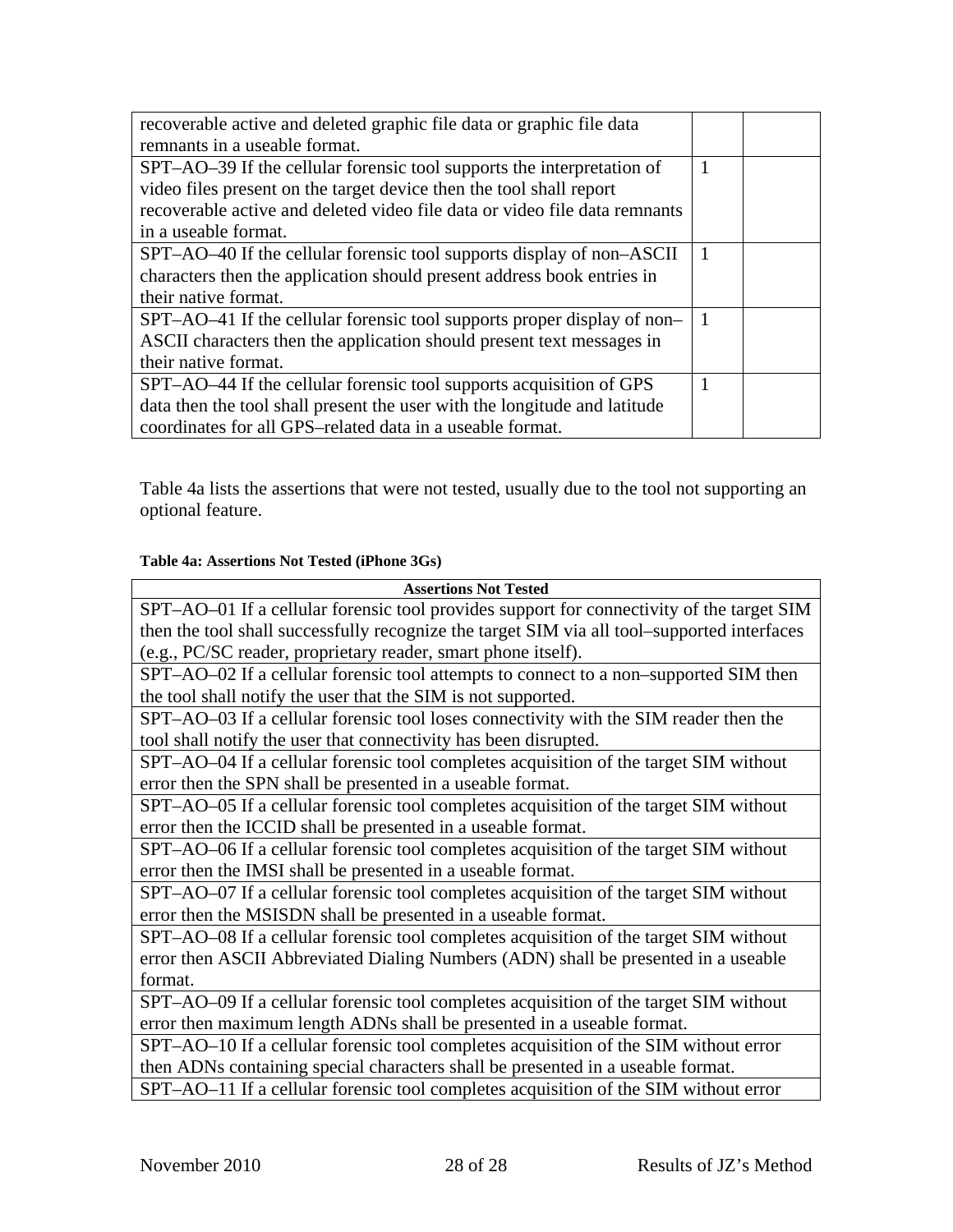| | | |
|---|---|---|
| recoverable active and deleted graphic file data or graphic file data remnants in a useable format. | | |
| SPT–AO–39 If the cellular forensic tool supports the interpretation of video files present on the target device then the tool shall report recoverable active and deleted video file data or video file data remnants in a useable format. | 1 | |
| SPT–AO–40 If the cellular forensic tool supports display of non–ASCII characters then the application should present address book entries in their native format. | 1 | |
| SPT–AO–41 If the cellular forensic tool supports proper display of non–ASCII characters then the application should present text messages in their native format. | 1 | |
| SPT–AO–44 If the cellular forensic tool supports acquisition of GPS data then the tool shall present the user with the longitude and latitude coordinates for all GPS–related data in a useable format. | 1 | |

Table 4a lists the assertions that were not tested, usually due to the tool not supporting an optional feature.

**Table 4a: Assertions Not Tested (iPhone 3Gs)**

| Assertions Not Tested |
|---|
| SPT–AO–01 If a cellular forensic tool provides support for connectivity of the target SIM then the tool shall successfully recognize the target SIM via all tool–supported interfaces (e.g., PC/SC reader, proprietary reader, smart phone itself). |
| SPT–AO–02 If a cellular forensic tool attempts to connect to a non–supported SIM then the tool shall notify the user that the SIM is not supported. |
| SPT–AO–03 If a cellular forensic tool loses connectivity with the SIM reader then the tool shall notify the user that connectivity has been disrupted. |
| SPT–AO–04 If a cellular forensic tool completes acquisition of the target SIM without error then the SPN shall be presented in a useable format. |
| SPT–AO–05 If a cellular forensic tool completes acquisition of the target SIM without error then the ICCID shall be presented in a useable format. |
| SPT–AO–06 If a cellular forensic tool completes acquisition of the target SIM without error then the IMSI shall be presented in a useable format. |
| SPT–AO–07 If a cellular forensic tool completes acquisition of the target SIM without error then the MSISDN shall be presented in a useable format. |
| SPT–AO–08 If a cellular forensic tool completes acquisition of the target SIM without error then ASCII Abbreviated Dialing Numbers (ADN) shall be presented in a useable format. |
| SPT–AO–09 If a cellular forensic tool completes acquisition of the target SIM without error then maximum length ADNs shall be presented in a useable format. |
| SPT–AO–10 If a cellular forensic tool completes acquisition of the SIM without error then ADNs containing special characters shall be presented in a useable format. |
| SPT–AO–11 If a cellular forensic tool completes acquisition of the SIM without error |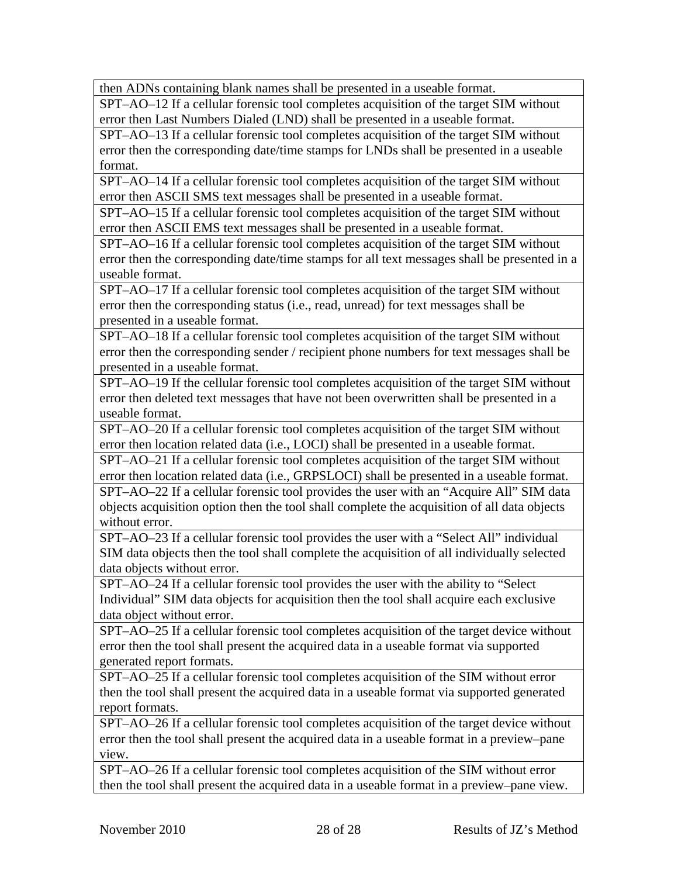| then ADNs containing blank names shall be presented in a useable format. |
| --- |
| SPT–AO–12 If a cellular forensic tool completes acquisition of the target SIM without error then Last Numbers Dialed (LND) shall be presented in a useable format. |
| SPT–AO–13 If a cellular forensic tool completes acquisition of the target SIM without error then the corresponding date/time stamps for LNDs shall be presented in a useable format. |
| SPT–AO–14 If a cellular forensic tool completes acquisition of the target SIM without error then ASCII SMS text messages shall be presented in a useable format. |
| SPT–AO–15 If a cellular forensic tool completes acquisition of the target SIM without error then ASCII EMS text messages shall be presented in a useable format. |
| SPT–AO–16 If a cellular forensic tool completes acquisition of the target SIM without error then the corresponding date/time stamps for all text messages shall be presented in a useable format. |
| SPT–AO–17 If a cellular forensic tool completes acquisition of the target SIM without error then the corresponding status (i.e., read, unread) for text messages shall be presented in a useable format. |
| SPT–AO–18 If a cellular forensic tool completes acquisition of the target SIM without error then the corresponding sender / recipient phone numbers for text messages shall be presented in a useable format. |
| SPT–AO–19 If the cellular forensic tool completes acquisition of the target SIM without error then deleted text messages that have not been overwritten shall be presented in a useable format. |
| SPT–AO–20 If a cellular forensic tool completes acquisition of the target SIM without error then location related data (i.e., LOCI) shall be presented in a useable format. |
| SPT–AO–21 If a cellular forensic tool completes acquisition of the target SIM without error then location related data (i.e., GRPSLOCI) shall be presented in a useable format. |
| SPT–AO–22 If a cellular forensic tool provides the user with an “Acquire All” SIM data objects acquisition option then the tool shall complete the acquisition of all data objects without error. |
| SPT–AO–23 If a cellular forensic tool provides the user with a “Select All” individual SIM data objects then the tool shall complete the acquisition of all individually selected data objects without error. |
| SPT–AO–24 If a cellular forensic tool provides the user with the ability to “Select Individual” SIM data objects for acquisition then the tool shall acquire each exclusive data object without error. |
| SPT–AO–25 If a cellular forensic tool completes acquisition of the target device without error then the tool shall present the acquired data in a useable format via supported generated report formats. |
| SPT–AO–25 If a cellular forensic tool completes acquisition of the SIM without error then the tool shall present the acquired data in a useable format via supported generated report formats. |
| SPT–AO–26 If a cellular forensic tool completes acquisition of the target device without error then the tool shall present the acquired data in a useable format in a preview–pane view. |
| SPT–AO–26 If a cellular forensic tool completes acquisition of the SIM without error then the tool shall present the acquired data in a useable format in a preview–pane view. |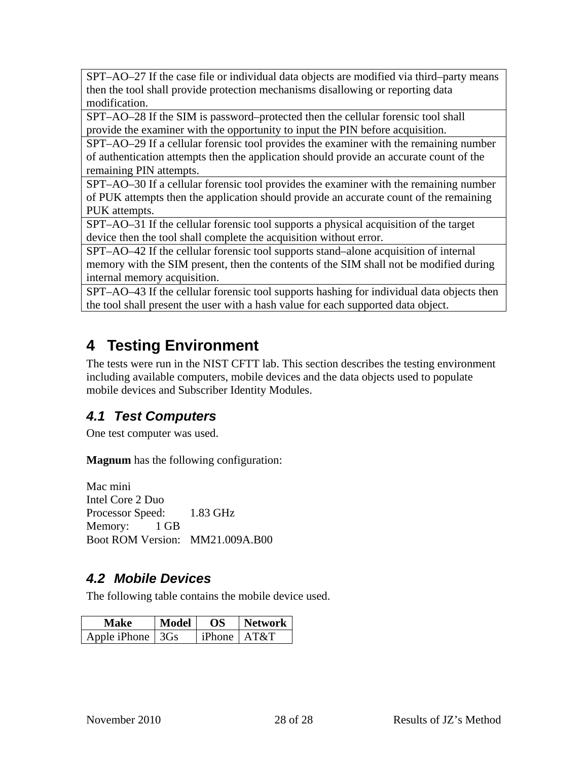| SPT–AO–27 If the case file or individual data objects are modified via third–party means then the tool shall provide protection mechanisms disallowing or reporting data modification. |
| --- |
| SPT–AO–28 If the SIM is password–protected then the cellular forensic tool shall provide the examiner with the opportunity to input the PIN before acquisition. |
| SPT–AO–29 If a cellular forensic tool provides the examiner with the remaining number of authentication attempts then the application should provide an accurate count of the remaining PIN attempts. |
| SPT–AO–30 If a cellular forensic tool provides the examiner with the remaining number of PUK attempts then the application should provide an accurate count of the remaining PUK attempts. |
| SPT–AO–31 If the cellular forensic tool supports a physical acquisition of the target device then the tool shall complete the acquisition without error. |
| SPT–AO–42 If the cellular forensic tool supports stand–alone acquisition of internal memory with the SIM present, then the contents of the SIM shall not be modified during internal memory acquisition. |
| SPT–AO–43 If the cellular forensic tool supports hashing for individual data objects then the tool shall present the user with a hash value for each supported data object. |

# 4 Testing Environment

The tests were run in the NIST CFTT lab. This section describes the testing environment including available computers, mobile devices and the data objects used to populate mobile devices and Subscriber Identity Modules.

## 4.1 Test Computers

One test computer was used.

**Magnum** has the following configuration:

Mac mini
Intel Core 2 Duo
Processor Speed: 1.83 GHz
Memory: 1 GB
Boot ROM Version: MM21.009A.B00

## 4.2 Mobile Devices

The following table contains the mobile device used.

| Make | Model | OS | Network |
| --- | --- | --- | --- |
| Apple iPhone | 3Gs | iPhone | AT&T |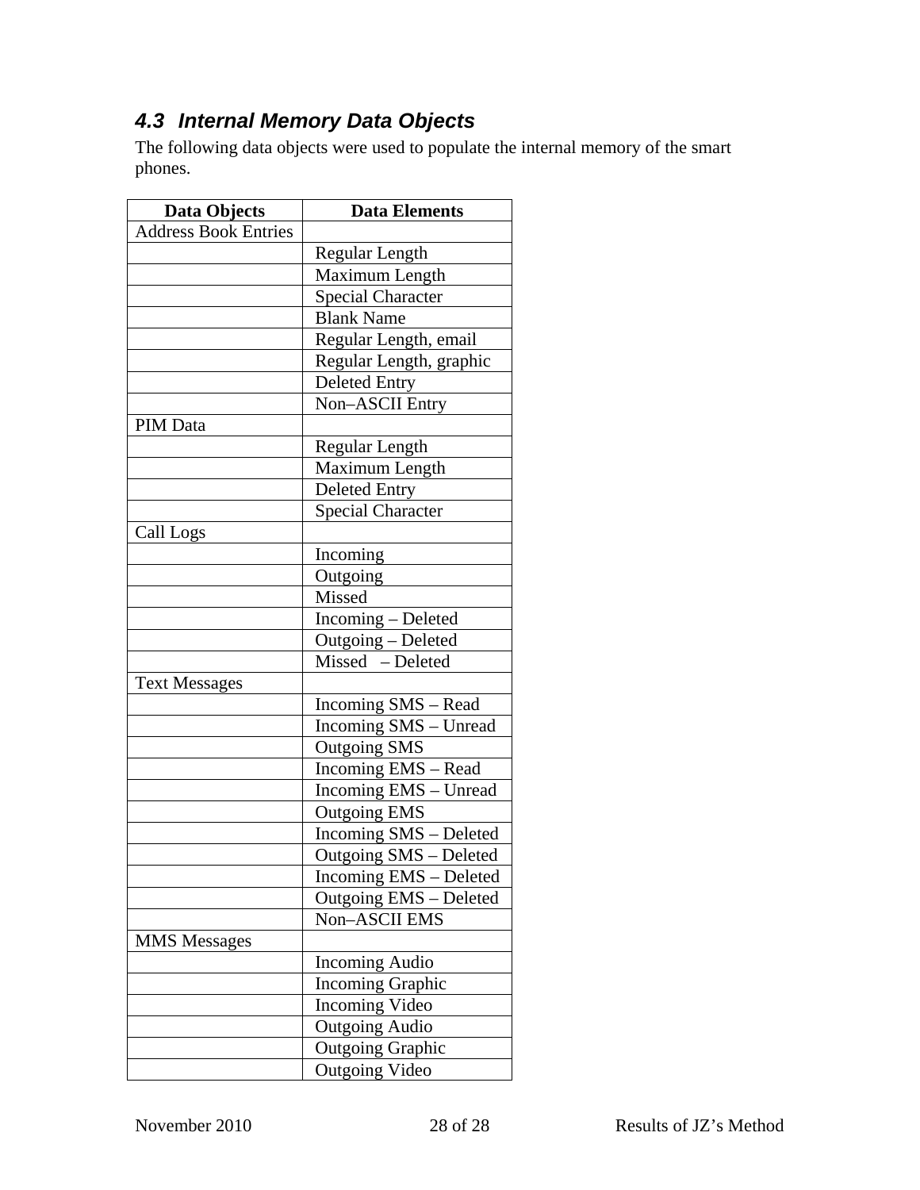### 4.3 Internal Memory Data Objects

The following data objects were used to populate the internal memory of the smart phones.

| Data Objects | Data Elements |
|---|---|
| Address Book Entries | |
| | Regular Length |
| | Maximum Length |
| | Special Character |
| | Blank Name |
| | Regular Length, email |
| | Regular Length, graphic |
| | Deleted Entry |
| | Non–ASCII Entry |
| PIM Data | |
| | Regular Length |
| | Maximum Length |
| | Deleted Entry |
| | Special Character |
| Call Logs | |
| | Incoming |
| | Outgoing |
| | Missed |
| | Incoming – Deleted |
| | Outgoing – Deleted |
| | Missed – Deleted |
| Text Messages | |
| | Incoming SMS – Read |
| | Incoming SMS – Unread |
| | Outgoing SMS |
| | Incoming EMS – Read |
| | Incoming EMS – Unread |
| | Outgoing EMS |
| | Incoming SMS – Deleted |
| | Outgoing SMS – Deleted |
| | Incoming EMS – Deleted |
| | Outgoing EMS – Deleted |
| | Non–ASCII EMS |
| MMS Messages | |
| | Incoming Audio |
| | Incoming Graphic |
| | Incoming Video |
| | Outgoing Audio |
| | Outgoing Graphic |
| | Outgoing Video |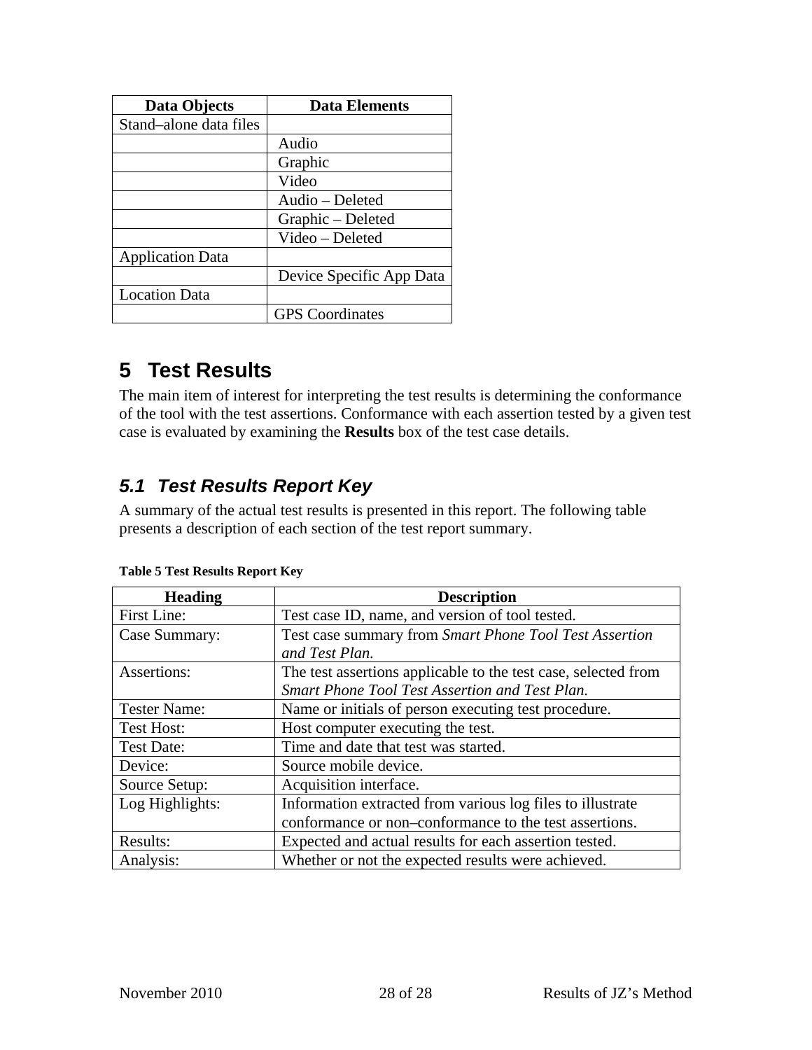| Data Objects | Data Elements |
| --- | --- |
| Stand–alone data files | |
| | Audio |
| | Graphic |
| | Video |
| | Audio – Deleted |
| | Graphic – Deleted |
| | Video – Deleted |
| Application Data | |
| | Device Specific App Data |
| Location Data | |
| | GPS Coordinates |

# 5 Test Results

The main item of interest for interpreting the test results is determining the conformance of the tool with the test assertions. Conformance with each assertion tested by a given test case is evaluated by examining the **Results** box of the test case details.

## 5.1 Test Results Report Key

A summary of the actual test results is presented in this report. The following table presents a description of each section of the test report summary.

**Table 5 Test Results Report Key**

| Heading | Description |
| --- | --- |
| First Line: | Test case ID, name, and version of tool tested. |
| Case Summary: | Test case summary from *Smart Phone Tool Test Assertion and Test Plan.* |
| Assertions: | The test assertions applicable to the test case, selected from *Smart Phone Tool Test Assertion and Test Plan.* |
| Tester Name: | Name or initials of person executing test procedure. |
| Test Host: | Host computer executing the test. |
| Test Date: | Time and date that test was started. |
| Device: | Source mobile device. |
| Source Setup: | Acquisition interface. |
| Log Highlights: | Information extracted from various log files to illustrate conformance or non–conformance to the test assertions. |
| Results: | Expected and actual results for each assertion tested. |
| Analysis: | Whether or not the expected results were achieved. |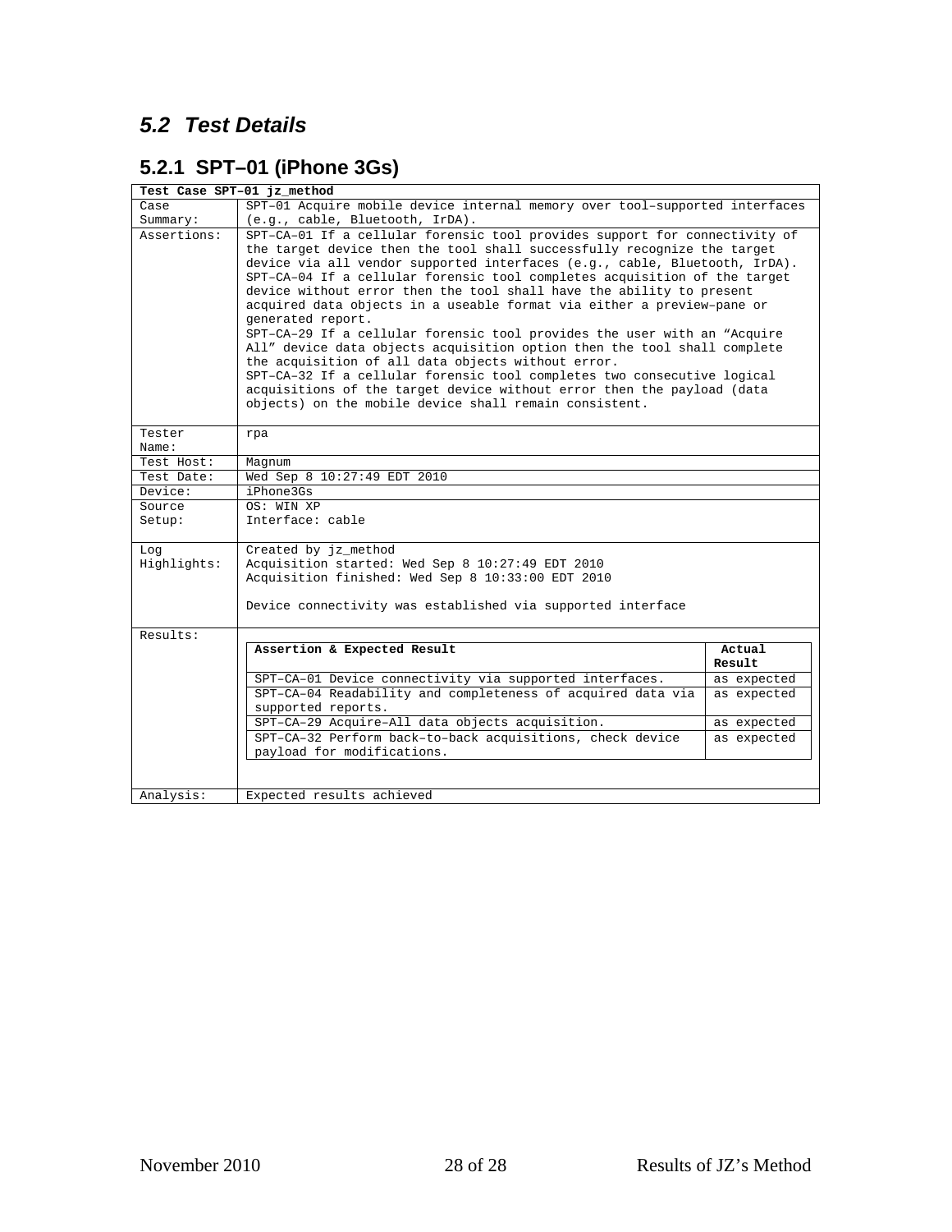## *5.2 Test Details*

### 5.2.1 SPT–01 (iPhone 3Gs)

| **Test Case SPT–01 jz_method** | |
|---|---|
| Case Summary: | SPT–01 Acquire mobile device internal memory over tool–supported interfaces (e.g., cable, Bluetooth, IrDA). |
| Assertions: | SPT–CA–01 If a cellular forensic tool provides support for connectivity of the target device then the tool shall successfully recognize the target device via all vendor supported interfaces (e.g., cable, Bluetooth, IrDA).<br>SPT–CA–04 If a cellular forensic tool completes acquisition of the target device without error then the tool shall have the ability to present acquired data objects in a useable format via either a preview–pane or generated report.<br>SPT–CA–29 If a cellular forensic tool provides the user with an “Acquire All” device data objects acquisition option then the tool shall complete the acquisition of all data objects without error.<br>SPT–CA–32 If a cellular forensic tool completes two consecutive logical acquisitions of the target device without error then the payload (data objects) on the mobile device shall remain consistent. |
| Tester Name: | rpa |
| Test Host: | Magnum |
| Test Date: | Wed Sep 8 10:27:49 EDT 2010 |
| Device: | iPhone3Gs |
| Source Setup: | OS: WIN XP<br>Interface: cable |
| Log Highlights: | Created by jz_method<br>Acquisition started: Wed Sep 8 10:27:49 EDT 2010<br>Acquisition finished: Wed Sep 8 10:33:00 EDT 2010<br><br>Device connectivity was established via supported interface |
| Results: | (see table below) |
| Analysis: | Expected results achieved |

**Results:**

| **Assertion & Expected Result** | **Actual Result** |
|---|---|
| SPT–CA–01 Device connectivity via supported interfaces. | as expected |
| SPT–CA–04 Readability and completeness of acquired data via supported reports. | as expected |
| SPT–CA–29 Acquire–All data objects acquisition. | as expected |
| SPT–CA–32 Perform back–to–back acquisitions, check device payload for modifications. | as expected |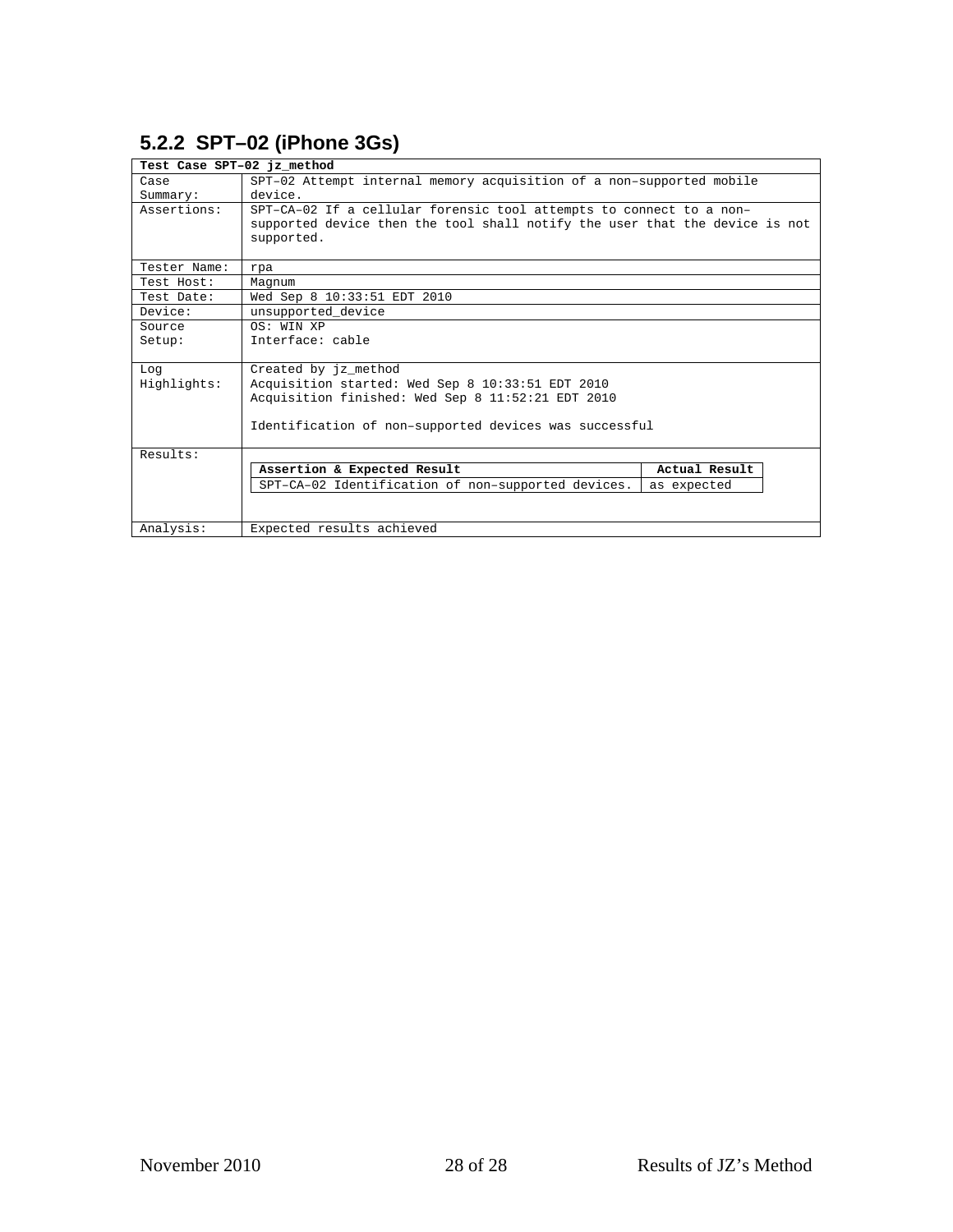### 5.2.2 SPT–02 (iPhone 3Gs)

| Test Case SPT–02 jz_method | |
|---|---|
| Case Summary: | SPT–02 Attempt internal memory acquisition of a non–supported mobile device. |
| Assertions: | SPT–CA–02 If a cellular forensic tool attempts to connect to a non–supported device then the tool shall notify the user that the device is not supported. |
| Tester Name: | rpa |
| Test Host: | Magnum |
| Test Date: | Wed Sep 8 10:33:51 EDT 2010 |
| Device: | unsupported_device |
| Source Setup: | OS: WIN XP<br>Interface: cable |
| Log Highlights: | Created by jz_method<br>Acquisition started: Wed Sep 8 10:33:51 EDT 2010<br>Acquisition finished: Wed Sep 8 11:52:21 EDT 2010<br><br>Identification of non–supported devices was successful |
| Results: | **Assertion & Expected Result** / **Actual Result**<br>SPT–CA–02 Identification of non–supported devices. / as expected |
| Analysis: | Expected results achieved |

Results:

| Assertion & Expected Result | Actual Result |
|---|---|
| SPT–CA–02 Identification of non–supported devices. | as expected |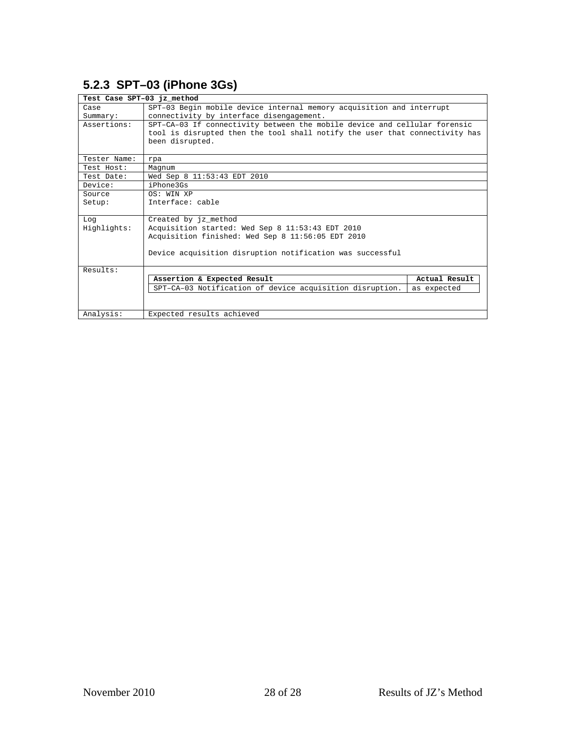### 5.2.3 SPT–03 (iPhone 3Gs)

| Test Case SPT–03 jz_method | |
|---|---|
| Case Summary: | SPT–03 Begin mobile device internal memory acquisition and interrupt connectivity by interface disengagement. |
| Assertions: | SPT–CA–03 If connectivity between the mobile device and cellular forensic tool is disrupted then the tool shall notify the user that connectivity has been disrupted. |
| Tester Name: | rpa |
| Test Host: | Magnum |
| Test Date: | Wed Sep 8 11:53:43 EDT 2010 |
| Device: | iPhone3Gs |
| Source Setup: | OS: WIN XP<br>Interface: cable |
| Log Highlights: | Created by jz_method<br>Acquisition started: Wed Sep 8 11:53:43 EDT 2010<br>Acquisition finished: Wed Sep 8 11:56:05 EDT 2010<br><br>Device acquisition disruption notification was successful |
| Results: | **Assertion & Expected Result** / **Actual Result**<br>SPT–CA–03 Notification of device acquisition disruption. / as expected |
| Analysis: | Expected results achieved |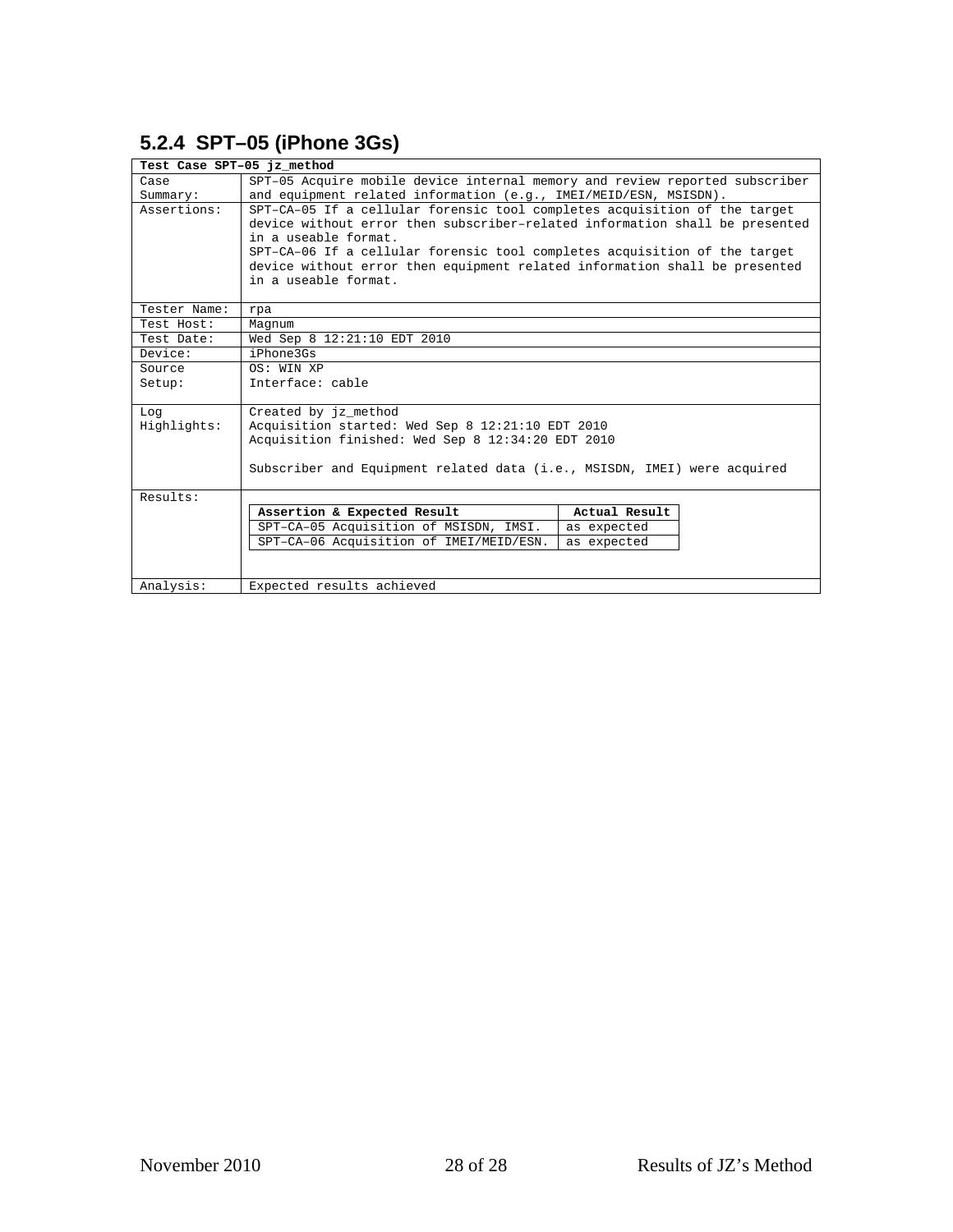### 5.2.4 SPT–05 (iPhone 3Gs)

| Test Case SPT–05 jz_method | |
|---|---|
| Case Summary: | SPT–05 Acquire mobile device internal memory and review reported subscriber and equipment related information (e.g., IMEI/MEID/ESN, MSISDN). |
| Assertions: | SPT–CA–05 If a cellular forensic tool completes acquisition of the target device without error then subscriber–related information shall be presented in a useable format.<br>SPT–CA–06 If a cellular forensic tool completes acquisition of the target device without error then equipment related information shall be presented in a useable format. |
| Tester Name: | rpa |
| Test Host: | Magnum |
| Test Date: | Wed Sep 8 12:21:10 EDT 2010 |
| Device: | iPhone3Gs |
| Source Setup: | OS: WIN XP<br>Interface: cable |
| Log Highlights: | Created by jz_method<br>Acquisition started: Wed Sep 8 12:21:10 EDT 2010<br>Acquisition finished: Wed Sep 8 12:34:20 EDT 2010<br><br>Subscriber and Equipment related data (i.e., MSISDN, IMEI) were acquired |
| Results: | **Assertion & Expected Result** — **Actual Result**<br>SPT–CA–05 Acquisition of MSISDN, IMSI. — as expected<br>SPT–CA–06 Acquisition of IMEI/MEID/ESN. — as expected |
| Analysis: | Expected results achieved |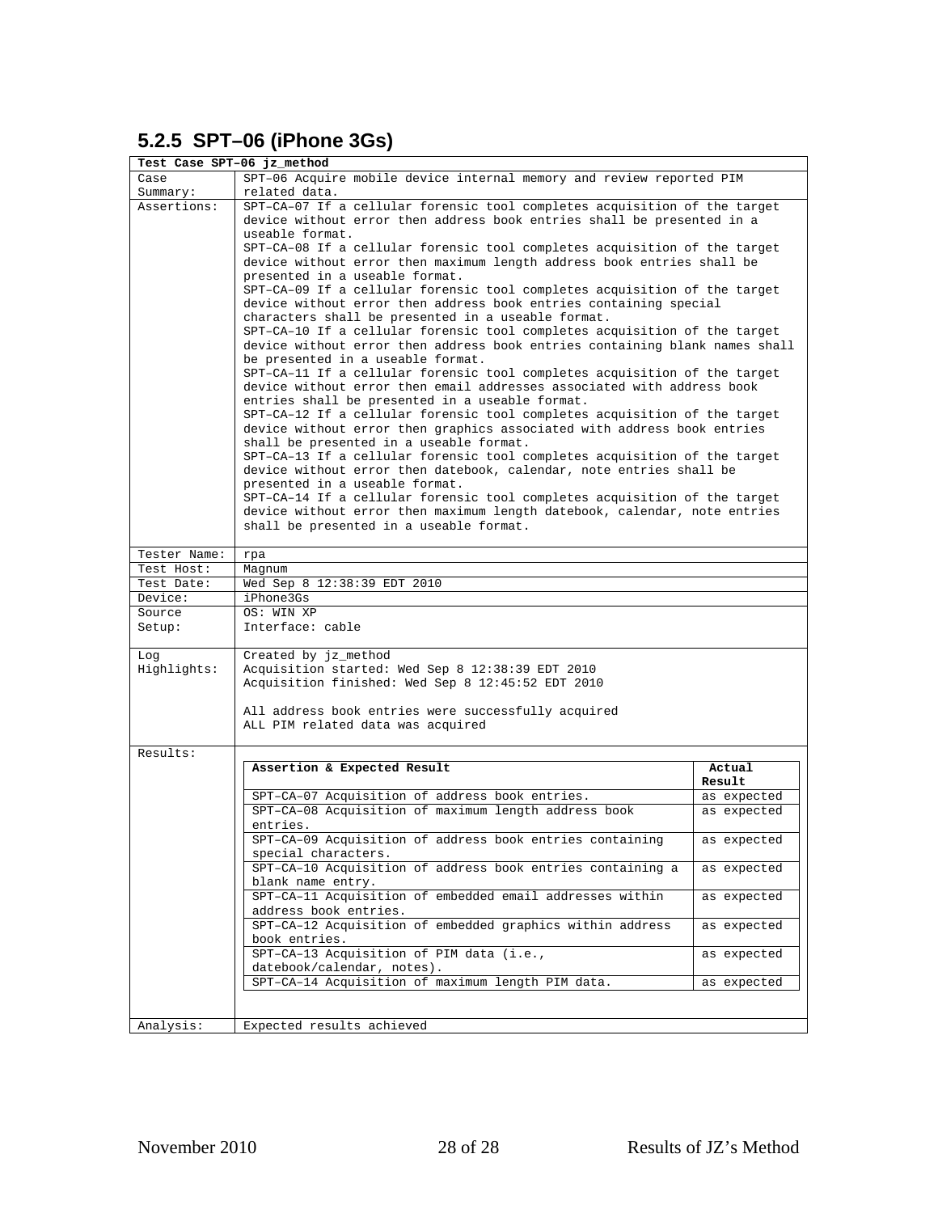### 5.2.5 SPT–06 (iPhone 3Gs)

| Test Case SPT–06 jz_method | |
|---|---|
| Case Summary: | SPT–06 Acquire mobile device internal memory and review reported PIM related data. |
| Assertions: | SPT–CA–07 If a cellular forensic tool completes acquisition of the target device without error then address book entries shall be presented in a useable format.<br>SPT–CA–08 If a cellular forensic tool completes acquisition of the target device without error then maximum length address book entries shall be presented in a useable format.<br>SPT–CA–09 If a cellular forensic tool completes acquisition of the target device without error then address book entries containing special characters shall be presented in a useable format.<br>SPT–CA–10 If a cellular forensic tool completes acquisition of the target device without error then address book entries containing blank names shall be presented in a useable format.<br>SPT–CA–11 If a cellular forensic tool completes acquisition of the target device without error then email addresses associated with address book entries shall be presented in a useable format.<br>SPT–CA–12 If a cellular forensic tool completes acquisition of the target device without error then graphics associated with address book entries shall be presented in a useable format.<br>SPT–CA–13 If a cellular forensic tool completes acquisition of the target device without error then datebook, calendar, note entries shall be presented in a useable format.<br>SPT–CA–14 If a cellular forensic tool completes acquisition of the target device without error then maximum length datebook, calendar, note entries shall be presented in a useable format. |
| Tester Name: | rpa |
| Test Host: | Magnum |
| Test Date: | Wed Sep 8 12:38:39 EDT 2010 |
| Device: | iPhone3Gs |
| Source Setup: | OS: WIN XP<br>Interface: cable |
| Log Highlights: | Created by jz_method<br>Acquisition started: Wed Sep 8 12:38:39 EDT 2010<br>Acquisition finished: Wed Sep 8 12:45:52 EDT 2010<br><br>All address book entries were successfully acquired<br>ALL PIM related data was acquired |
| Results: | (see table below) |
| Analysis: | Expected results achieved |

Results:

| Assertion & Expected Result | Actual Result |
|---|---|
| SPT–CA–07 Acquisition of address book entries. | as expected |
| SPT–CA–08 Acquisition of maximum length address book entries. | as expected |
| SPT–CA–09 Acquisition of address book entries containing special characters. | as expected |
| SPT–CA–10 Acquisition of address book entries containing a blank name entry. | as expected |
| SPT–CA–11 Acquisition of embedded email addresses within address book entries. | as expected |
| SPT–CA–12 Acquisition of embedded graphics within address book entries. | as expected |
| SPT–CA–13 Acquisition of PIM data (i.e., datebook/calendar, notes). | as expected |
| SPT–CA–14 Acquisition of maximum length PIM data. | as expected |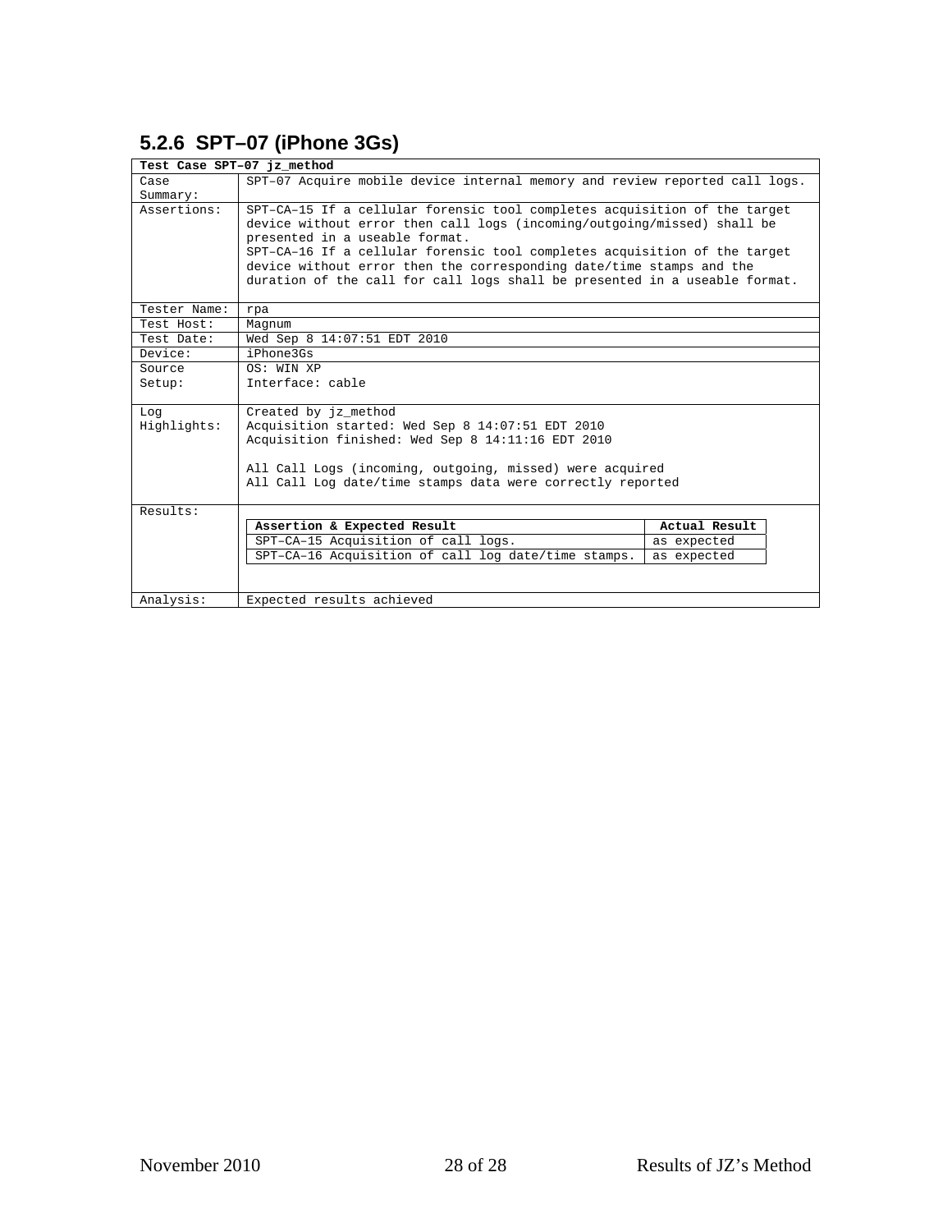### 5.2.6 SPT–07 (iPhone 3Gs)

| Test Case SPT–07 jz_method | |
|---|---|
| Case Summary: | SPT–07 Acquire mobile device internal memory and review reported call logs. |
| Assertions: | SPT–CA–15 If a cellular forensic tool completes acquisition of the target device without error then call logs (incoming/outgoing/missed) shall be presented in a useable format.<br>SPT–CA–16 If a cellular forensic tool completes acquisition of the target device without error then the corresponding date/time stamps and the duration of the call for call logs shall be presented in a useable format. |
| Tester Name: | rpa |
| Test Host: | Magnum |
| Test Date: | Wed Sep 8 14:07:51 EDT 2010 |
| Device: | iPhone3Gs |
| Source Setup: | OS: WIN XP<br>Interface: cable |
| Log Highlights: | Created by jz_method<br>Acquisition started: Wed Sep 8 14:07:51 EDT 2010<br>Acquisition finished: Wed Sep 8 14:11:16 EDT 2010<br><br>All Call Logs (incoming, outgoing, missed) were acquired<br>All Call Log date/time stamps data were correctly reported |
| Results: | (see table below) |
| Analysis: | Expected results achieved |

| Assertion & Expected Result | Actual Result |
|---|---|
| SPT–CA–15 Acquisition of call logs. | as expected |
| SPT–CA–16 Acquisition of call log date/time stamps. | as expected |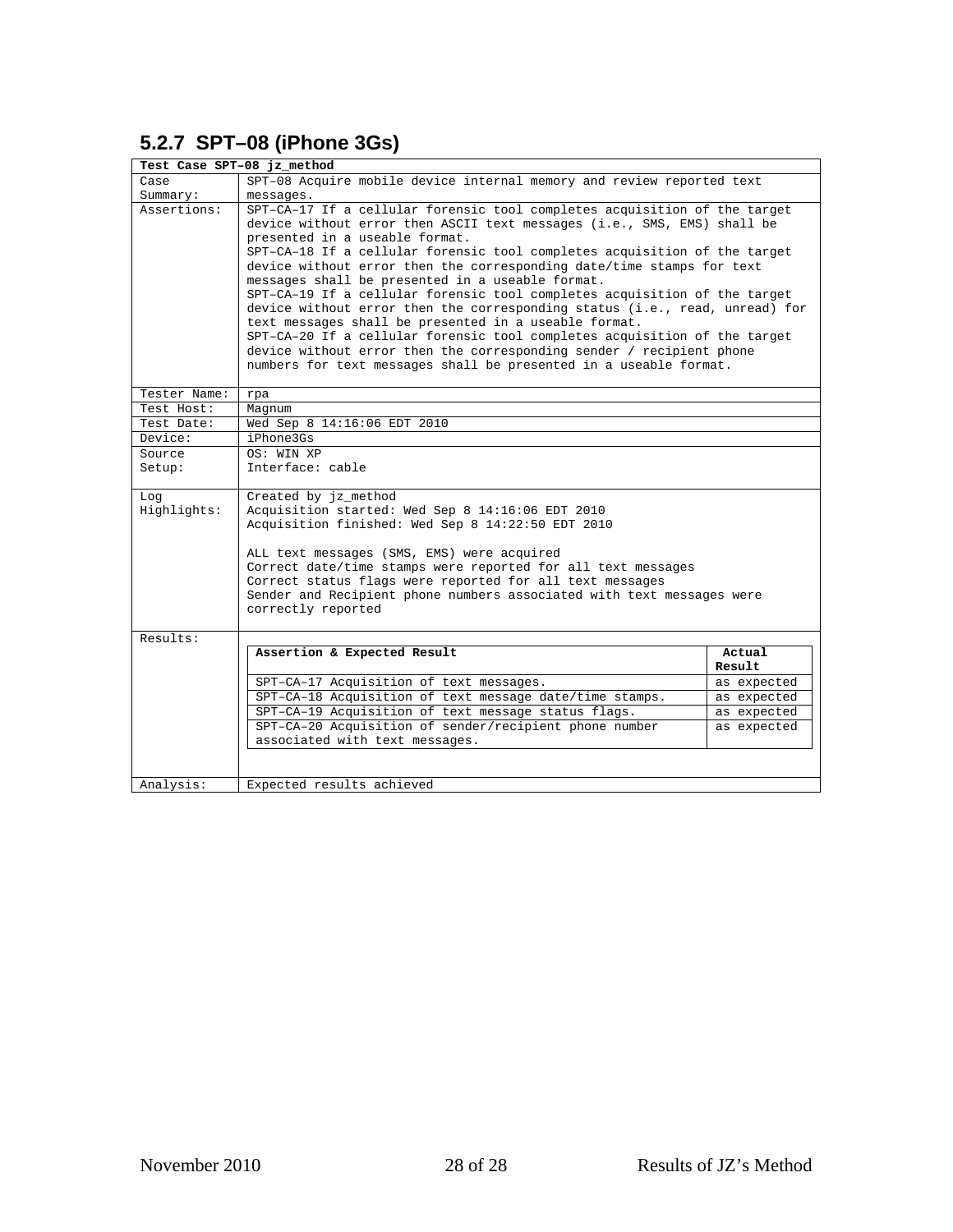### 5.2.7 SPT–08 (iPhone 3Gs)

| Test Case SPT–08 jz_method | |
|---|---|
| Case Summary: | SPT–08 Acquire mobile device internal memory and review reported text messages. |
| Assertions: | SPT–CA–17 If a cellular forensic tool completes acquisition of the target device without error then ASCII text messages (i.e., SMS, EMS) shall be presented in a useable format.<br>SPT–CA–18 If a cellular forensic tool completes acquisition of the target device without error then the corresponding date/time stamps for text messages shall be presented in a useable format.<br>SPT–CA–19 If a cellular forensic tool completes acquisition of the target device without error then the corresponding status (i.e., read, unread) for text messages shall be presented in a useable format.<br>SPT–CA–20 If a cellular forensic tool completes acquisition of the target device without error then the corresponding sender / recipient phone numbers for text messages shall be presented in a useable format. |
| Tester Name: | rpa |
| Test Host: | Magnum |
| Test Date: | Wed Sep 8 14:16:06 EDT 2010 |
| Device: | iPhone3Gs |
| Source Setup: | OS: WIN XP<br>Interface: cable |
| Log Highlights: | Created by jz_method<br>Acquisition started: Wed Sep 8 14:16:06 EDT 2010<br>Acquisition finished: Wed Sep 8 14:22:50 EDT 2010<br><br>ALL text messages (SMS, EMS) were acquired<br>Correct date/time stamps were reported for all text messages<br>Correct status flags were reported for all text messages<br>Sender and Recipient phone numbers associated with text messages were correctly reported |
| Results: | (see table below) |
| Analysis: | Expected results achieved |

Results:

| Assertion & Expected Result | Actual Result |
|---|---|
| SPT–CA–17 Acquisition of text messages. | as expected |
| SPT–CA–18 Acquisition of text message date/time stamps. | as expected |
| SPT–CA–19 Acquisition of text message status flags. | as expected |
| SPT–CA–20 Acquisition of sender/recipient phone number associated with text messages. | as expected |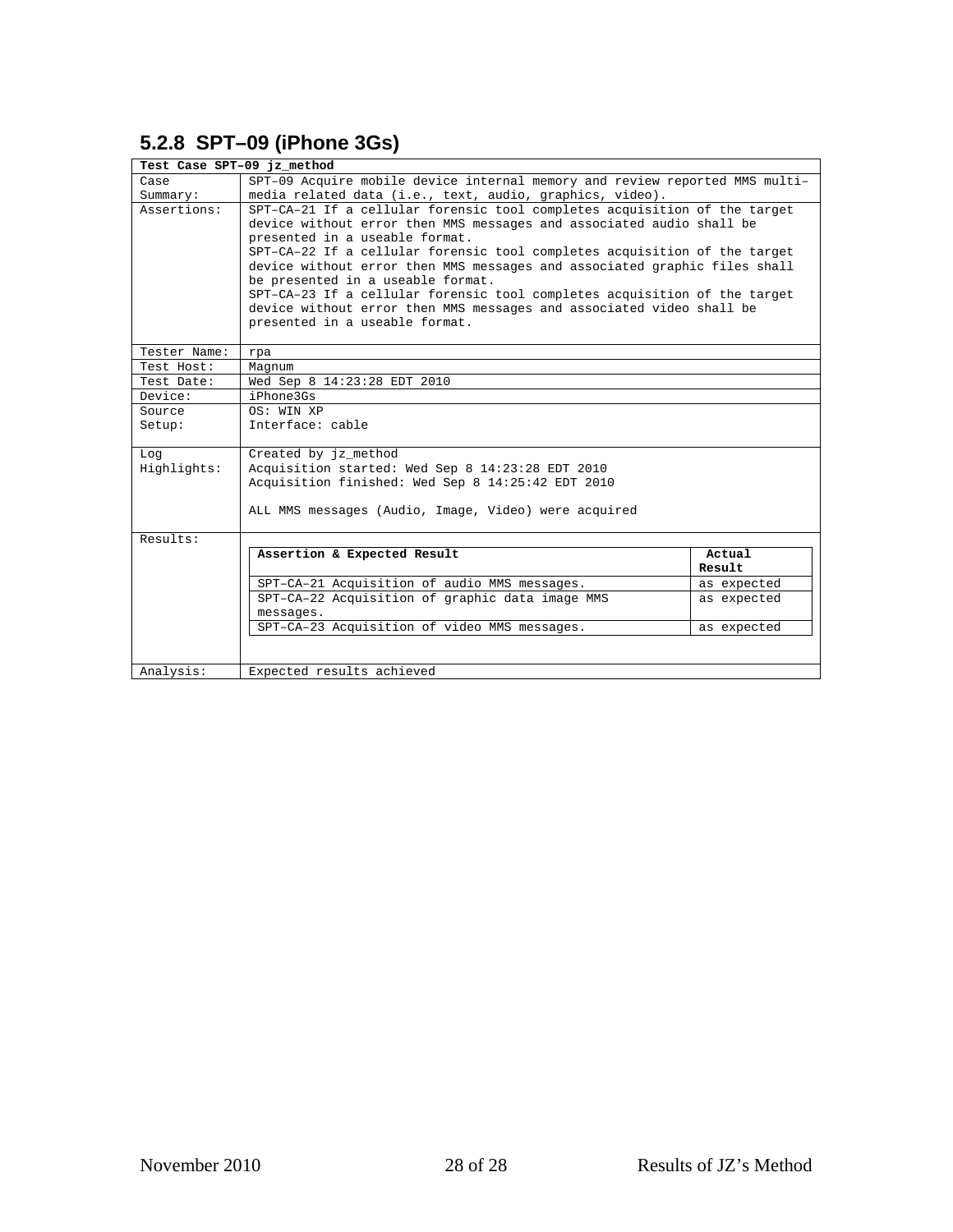### 5.2.8 SPT–09 (iPhone 3Gs)

| Test Case SPT–09 jz_method | |
|---|---|
| Case Summary: | SPT–09 Acquire mobile device internal memory and review reported MMS multi–media related data (i.e., text, audio, graphics, video). |
| Assertions: | SPT–CA–21 If a cellular forensic tool completes acquisition of the target device without error then MMS messages and associated audio shall be presented in a useable format.<br>SPT–CA–22 If a cellular forensic tool completes acquisition of the target device without error then MMS messages and associated graphic files shall be presented in a useable format.<br>SPT–CA–23 If a cellular forensic tool completes acquisition of the target device without error then MMS messages and associated video shall be presented in a useable format. |
| Tester Name: | rpa |
| Test Host: | Magnum |
| Test Date: | Wed Sep 8 14:23:28 EDT 2010 |
| Device: | iPhone3Gs |
| Source Setup: | OS: WIN XP<br>Interface: cable |
| Log Highlights: | Created by jz_method<br>Acquisition started: Wed Sep 8 14:23:28 EDT 2010<br>Acquisition finished: Wed Sep 8 14:25:42 EDT 2010<br><br>ALL MMS messages (Audio, Image, Video) were acquired |
| Results: | (see table below) |
| Analysis: | Expected results achieved |

Results:

| Assertion & Expected Result | Actual Result |
|---|---|
| SPT–CA–21 Acquisition of audio MMS messages. | as expected |
| SPT–CA–22 Acquisition of graphic data image MMS messages. | as expected |
| SPT–CA–23 Acquisition of video MMS messages. | as expected |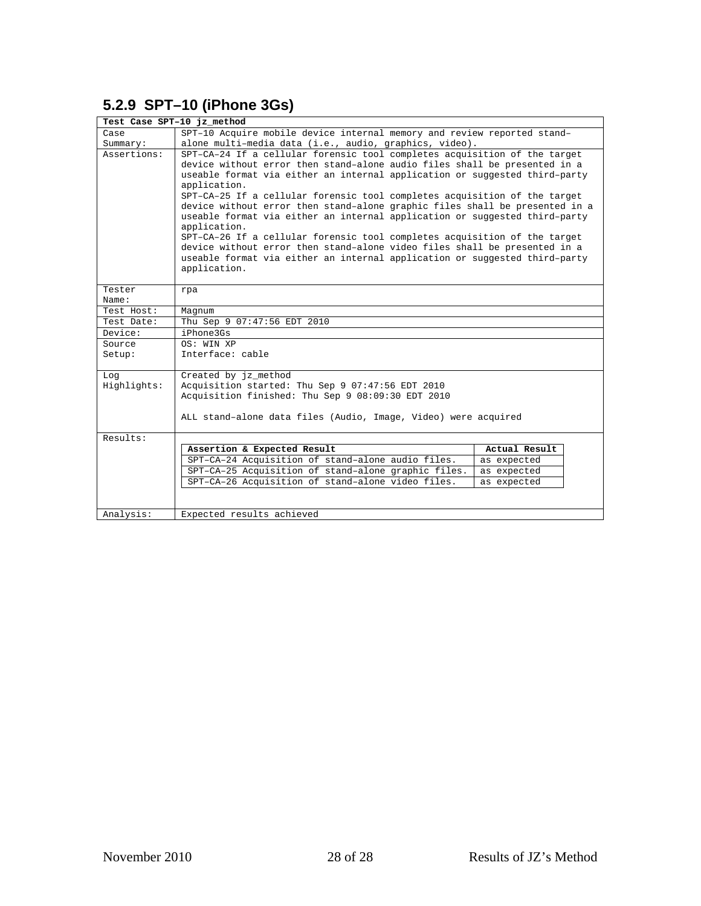### 5.2.9 SPT–10 (iPhone 3Gs)

| Test Case SPT–10 jz_method | |
|---|---|
| Case Summary: | SPT–10 Acquire mobile device internal memory and review reported stand–alone multi–media data (i.e., audio, graphics, video). |
| Assertions: | SPT–CA–24 If a cellular forensic tool completes acquisition of the target device without error then stand–alone audio files shall be presented in a useable format via either an internal application or suggested third–party application.<br>SPT–CA–25 If a cellular forensic tool completes acquisition of the target device without error then stand–alone graphic files shall be presented in a useable format via either an internal application or suggested third–party application.<br>SPT–CA–26 If a cellular forensic tool completes acquisition of the target device without error then stand–alone video files shall be presented in a useable format via either an internal application or suggested third–party application. |
| Tester Name: | rpa |
| Test Host: | Magnum |
| Test Date: | Thu Sep 9 07:47:56 EDT 2010 |
| Device: | iPhone3Gs |
| Source Setup: | OS: WIN XP<br>Interface: cable |
| Log Highlights: | Created by jz_method<br>Acquisition started: Thu Sep 9 07:47:56 EDT 2010<br>Acquisition finished: Thu Sep 9 08:09:30 EDT 2010<br><br>ALL stand–alone data files (Audio, Image, Video) were acquired |
| Results: | (see table below) |
| Analysis: | Expected results achieved |

Results:

| Assertion & Expected Result | Actual Result |
|---|---|
| SPT–CA–24 Acquisition of stand–alone audio files. | as expected |
| SPT–CA–25 Acquisition of stand–alone graphic files. | as expected |
| SPT–CA–26 Acquisition of stand–alone video files. | as expected |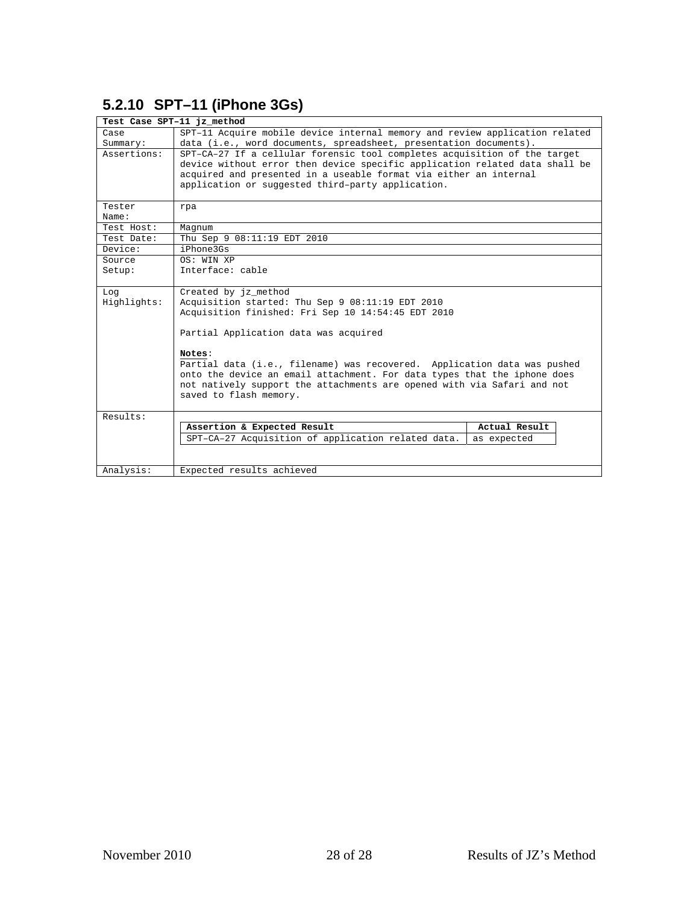### 5.2.10 SPT–11 (iPhone 3Gs)

| Test Case SPT–11 jz_method | |
|---|---|
| Case Summary: | SPT–11 Acquire mobile device internal memory and review application related data (i.e., word documents, spreadsheet, presentation documents). |
| Assertions: | SPT–CA–27 If a cellular forensic tool completes acquisition of the target device without error then device specific application related data shall be acquired and presented in a useable format via either an internal application or suggested third–party application. |
| Tester Name: | rpa |
| Test Host: | Magnum |
| Test Date: | Thu Sep 9 08:11:19 EDT 2010 |
| Device: | iPhone3Gs |
| Source Setup: | OS: WIN XP<br>Interface: cable |
| Log Highlights: | Created by jz_method<br>Acquisition started: Thu Sep 9 08:11:19 EDT 2010<br>Acquisition finished: Fri Sep 10 14:54:45 EDT 2010<br><br>Partial Application data was acquired<br><br>**Notes**:<br>Partial data (i.e., filename) was recovered. Application data was pushed onto the device an email attachment. For data types that the iphone does not natively support the attachments are opened with via Safari and not saved to flash memory. |
| Results: | **Assertion & Expected Result** / **Actual Result**<br>SPT–CA–27 Acquisition of application related data. / as expected |
| Analysis: | Expected results achieved |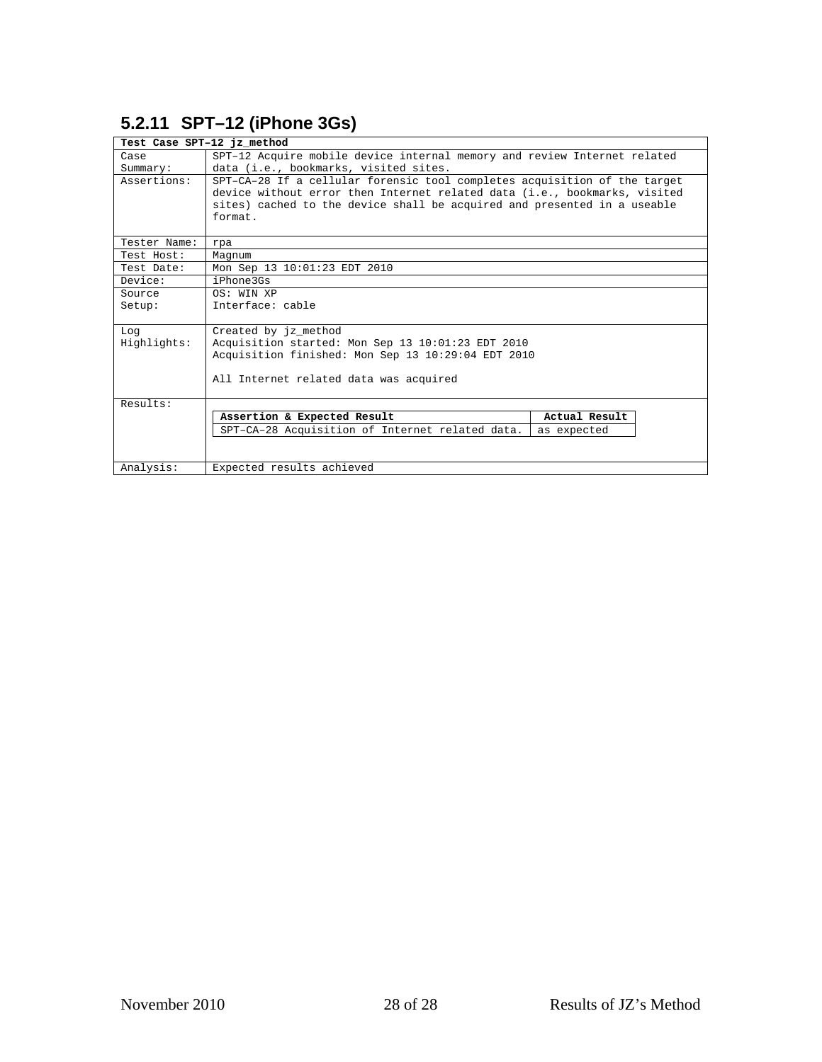### 5.2.11 SPT–12 (iPhone 3Gs)

| Test Case SPT–12 jz_method | |
|---|---|
| Case Summary: | SPT–12 Acquire mobile device internal memory and review Internet related data (i.e., bookmarks, visited sites. |
| Assertions: | SPT–CA–28 If a cellular forensic tool completes acquisition of the target device without error then Internet related data (i.e., bookmarks, visited sites) cached to the device shall be acquired and presented in a useable format. |
| Tester Name: | rpa |
| Test Host: | Magnum |
| Test Date: | Mon Sep 13 10:01:23 EDT 2010 |
| Device: | iPhone3Gs |
| Source Setup: | OS: WIN XP<br>Interface: cable |
| Log Highlights: | Created by jz_method<br>Acquisition started: Mon Sep 13 10:01:23 EDT 2010<br>Acquisition finished: Mon Sep 13 10:29:04 EDT 2010<br><br>All Internet related data was acquired |
| Results: | **Assertion & Expected Result** — **Actual Result**<br>SPT–CA–28 Acquisition of Internet related data. — as expected |
| Analysis: | Expected results achieved |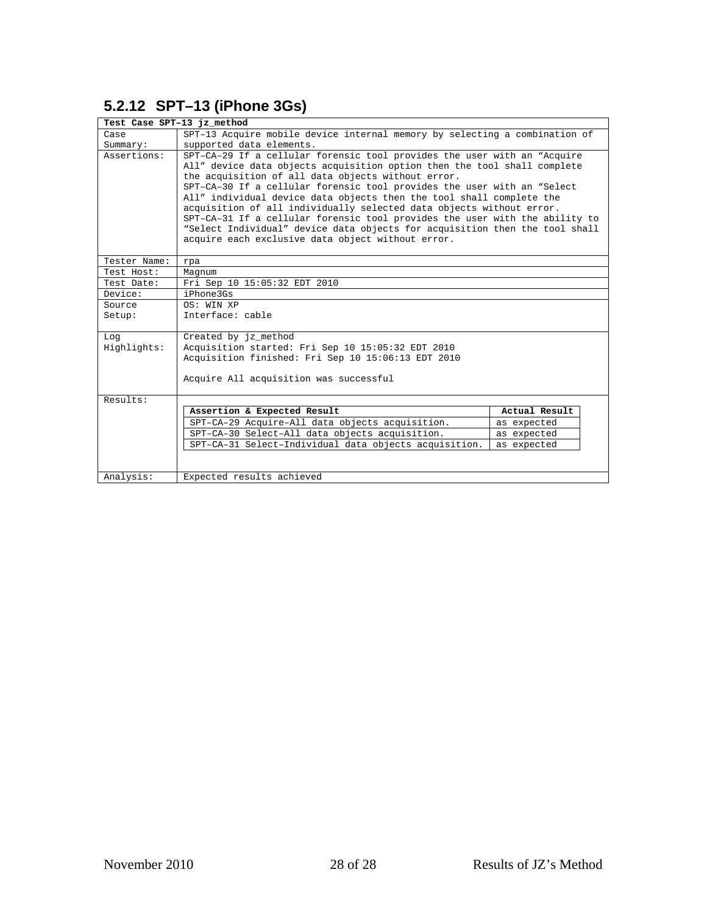### 5.2.12 SPT–13 (iPhone 3Gs)

| Test Case SPT–13 jz_method | |
|---|---|
| Case Summary: | SPT–13 Acquire mobile device internal memory by selecting a combination of supported data elements. |
| Assertions: | SPT–CA–29 If a cellular forensic tool provides the user with an “Acquire All” device data objects acquisition option then the tool shall complete the acquisition of all data objects without error.<br>SPT–CA–30 If a cellular forensic tool provides the user with an “Select All” individual device data objects then the tool shall complete the acquisition of all individually selected data objects without error.<br>SPT–CA–31 If a cellular forensic tool provides the user with the ability to “Select Individual” device data objects for acquisition then the tool shall acquire each exclusive data object without error. |
| Tester Name: | rpa |
| Test Host: | Magnum |
| Test Date: | Fri Sep 10 15:05:32 EDT 2010 |
| Device: | iPhone3Gs |
| Source Setup: | OS: WIN XP<br>Interface: cable |
| Log Highlights: | Created by jz_method<br>Acquisition started: Fri Sep 10 15:05:32 EDT 2010<br>Acquisition finished: Fri Sep 10 15:06:13 EDT 2010<br><br>Acquire All acquisition was successful |
| Results: | (see table below) |
| Analysis: | Expected results achieved |

Results:

| Assertion & Expected Result | Actual Result |
|---|---|
| SPT–CA–29 Acquire–All data objects acquisition. | as expected |
| SPT–CA–30 Select–All data objects acquisition. | as expected |
| SPT–CA–31 Select–Individual data objects acquisition. | as expected |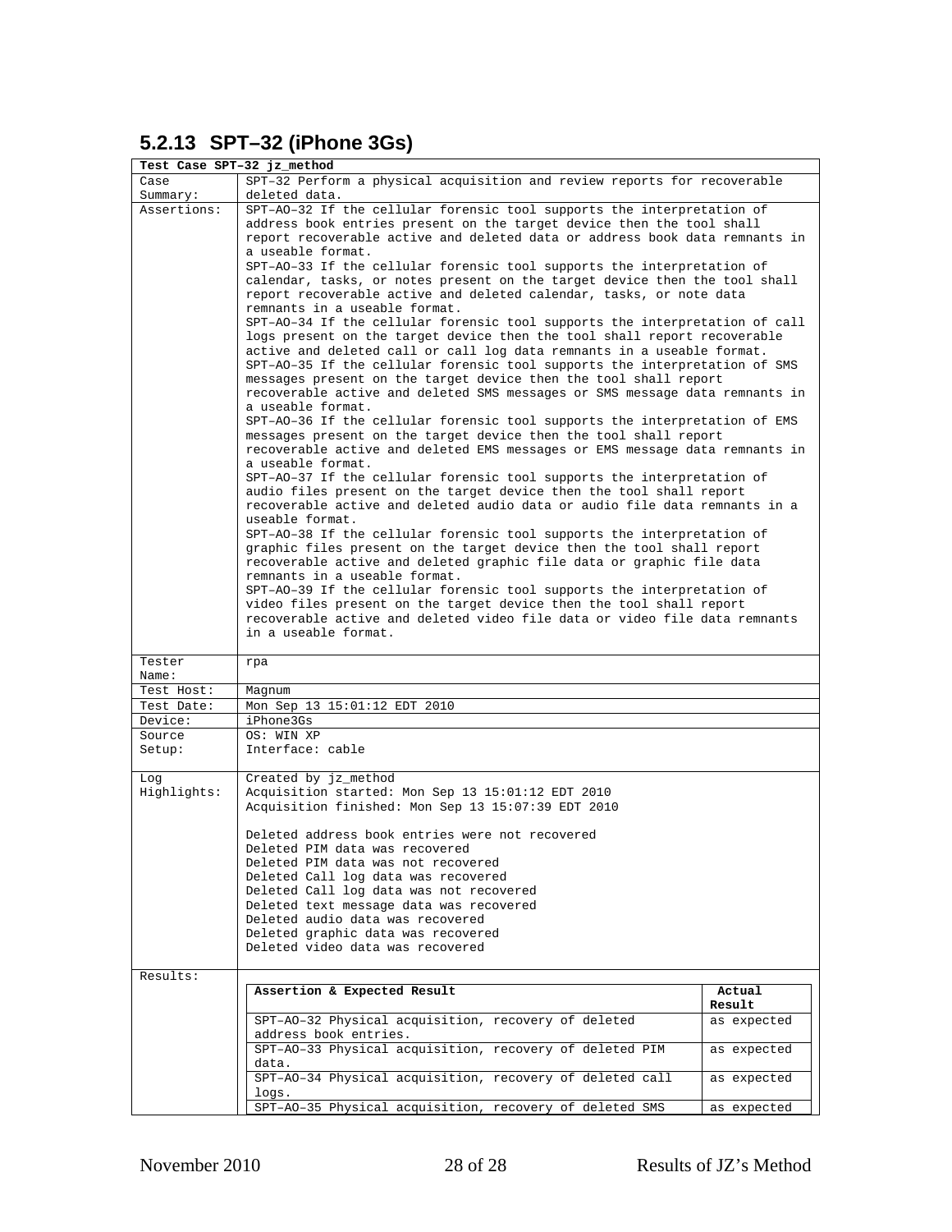### 5.2.13 SPT–32 (iPhone 3Gs)

| Test Case SPT–32 jz_method | |
|---|---|
| Case Summary: | SPT–32 Perform a physical acquisition and review reports for recoverable deleted data. |
| Assertions: | SPT–AO–32 If the cellular forensic tool supports the interpretation of address book entries present on the target device then the tool shall report recoverable active and deleted data or address book data remnants in a useable format.<br>SPT–AO–33 If the cellular forensic tool supports the interpretation of calendar, tasks, or notes present on the target device then the tool shall report recoverable active and deleted calendar, tasks, or note data remnants in a useable format.<br>SPT–AO–34 If the cellular forensic tool supports the interpretation of call logs present on the target device then the tool shall report recoverable active and deleted call or call log data remnants in a useable format.<br>SPT–AO–35 If the cellular forensic tool supports the interpretation of SMS messages present on the target device then the tool shall report recoverable active and deleted SMS messages or SMS message data remnants in a useable format.<br>SPT–AO–36 If the cellular forensic tool supports the interpretation of EMS messages present on the target device then the tool shall report recoverable active and deleted EMS messages or EMS message data remnants in a useable format.<br>SPT–AO–37 If the cellular forensic tool supports the interpretation of audio files present on the target device then the tool shall report recoverable active and deleted audio data or audio file data remnants in a useable format.<br>SPT–AO–38 If the cellular forensic tool supports the interpretation of graphic files present on the target device then the tool shall report recoverable active and deleted graphic file data or graphic file data remnants in a useable format.<br>SPT–AO–39 If the cellular forensic tool supports the interpretation of video files present on the target device then the tool shall report recoverable active and deleted video file data or video file data remnants in a useable format. |
| Tester Name: | rpa |
| Test Host: | Magnum |
| Test Date: | Mon Sep 13 15:01:12 EDT 2010 |
| Device: | iPhone3Gs |
| Source Setup: | OS: WIN XP<br>Interface: cable |
| Log Highlights: | Created by jz_method<br>Acquisition started: Mon Sep 13 15:01:12 EDT 2010<br>Acquisition finished: Mon Sep 13 15:07:39 EDT 2010<br><br>Deleted address book entries were not recovered<br>Deleted PIM data was recovered<br>Deleted PIM data was not recovered<br>Deleted Call log data was recovered<br>Deleted Call log data was not recovered<br>Deleted text message data was recovered<br>Deleted audio data was recovered<br>Deleted graphic data was recovered<br>Deleted video data was recovered |
| Results: | |

| Assertion & Expected Result | Actual Result |
|---|---|
| SPT–AO–32 Physical acquisition, recovery of deleted address book entries. | as expected |
| SPT–AO–33 Physical acquisition, recovery of deleted PIM data. | as expected |
| SPT–AO–34 Physical acquisition, recovery of deleted call logs. | as expected |
| SPT–AO–35 Physical acquisition, recovery of deleted SMS | as expected |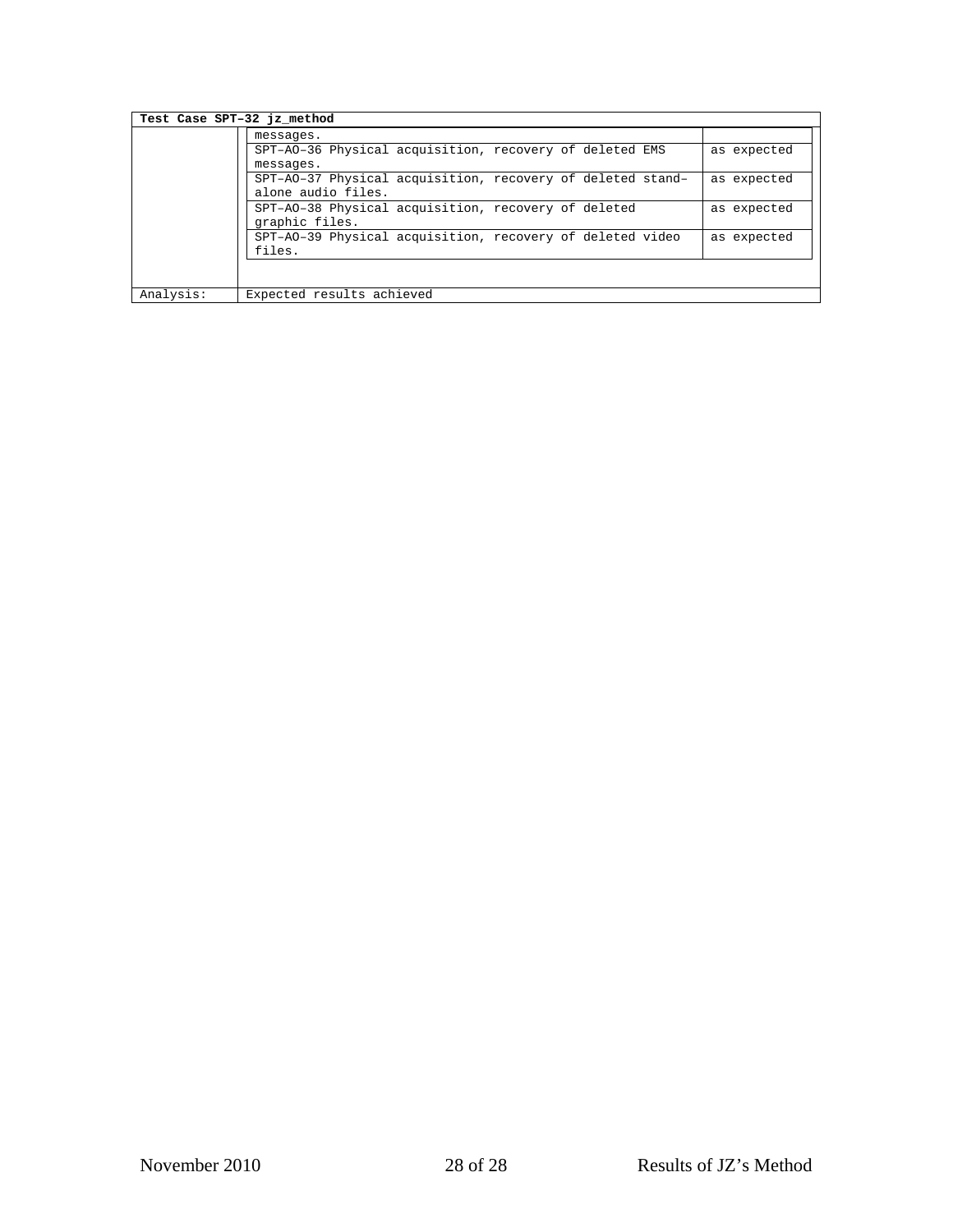| Test Case SPT-32 jz_method | | |
|---|---|---|
| | messages. | |
| | SPT–AO–36 Physical acquisition, recovery of deleted EMS messages. | as expected |
| | SPT–AO–37 Physical acquisition, recovery of deleted stand–alone audio files. | as expected |
| | SPT–AO–38 Physical acquisition, recovery of deleted graphic files. | as expected |
| | SPT–AO–39 Physical acquisition, recovery of deleted video files. | as expected |
| Analysis: | Expected results achieved | |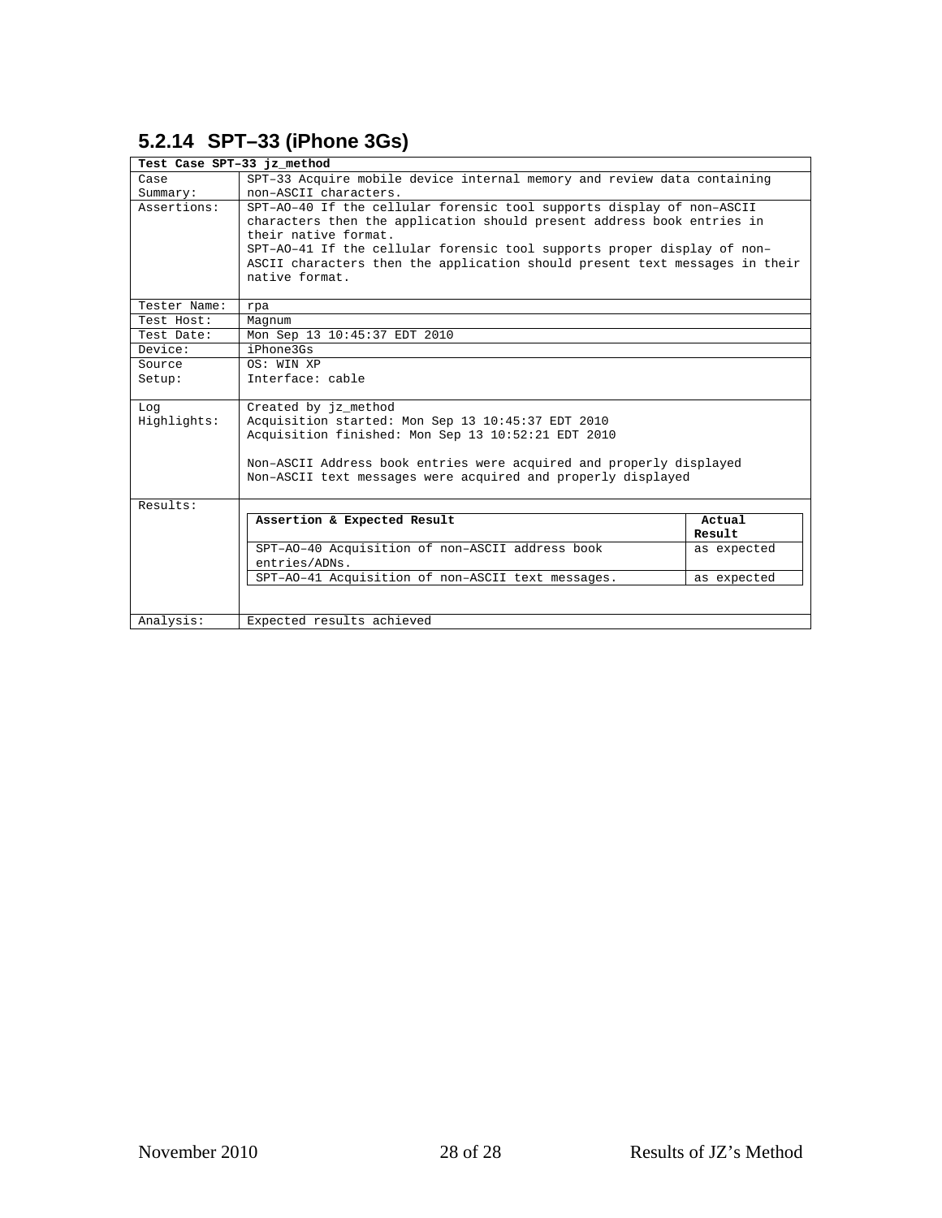### 5.2.14 SPT–33 (iPhone 3Gs)

| Test Case SPT–33 jz_method | |
|---|---|
| Case Summary: | SPT–33 Acquire mobile device internal memory and review data containing non–ASCII characters. |
| Assertions: | SPT–AO–40 If the cellular forensic tool supports display of non–ASCII characters then the application should present address book entries in their native format.<br>SPT–AO–41 If the cellular forensic tool supports proper display of non–ASCII characters then the application should present text messages in their native format. |
| Tester Name: | rpa |
| Test Host: | Magnum |
| Test Date: | Mon Sep 13 10:45:37 EDT 2010 |
| Device: | iPhone3Gs |
| Source Setup: | OS: WIN XP<br>Interface: cable |
| Log Highlights: | Created by jz_method<br>Acquisition started: Mon Sep 13 10:45:37 EDT 2010<br>Acquisition finished: Mon Sep 13 10:52:21 EDT 2010<br><br>Non–ASCII Address book entries were acquired and properly displayed<br>Non–ASCII text messages were acquired and properly displayed |
| Results: | (see table below) |
| Analysis: | Expected results achieved |

**Results:**

| Assertion & Expected Result | Actual Result |
|---|---|
| SPT–AO–40 Acquisition of non–ASCII address book entries/ADNs. | as expected |
| SPT–AO–41 Acquisition of non–ASCII text messages. | as expected |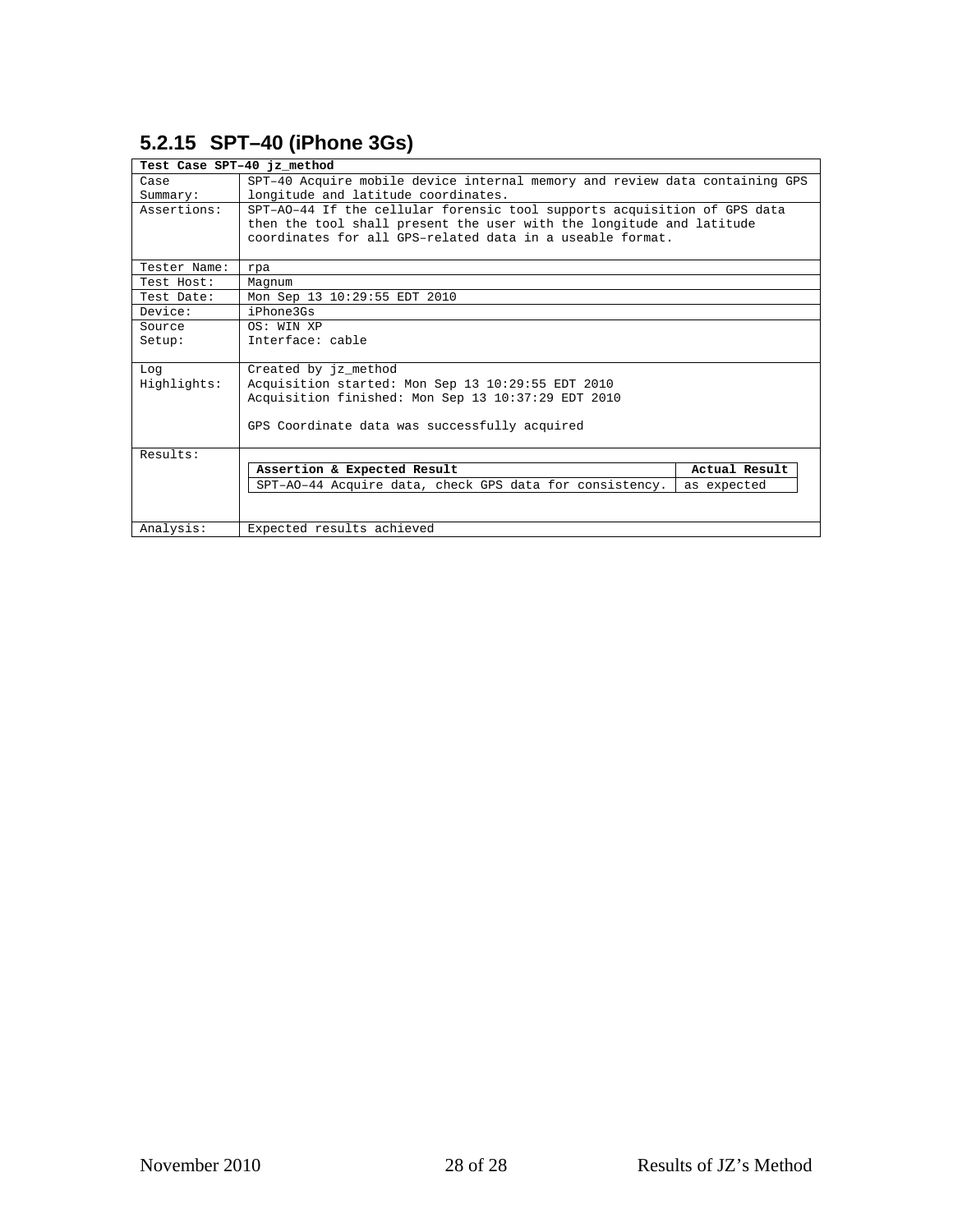## 5.2.15 SPT–40 (iPhone 3Gs)

| Test Case SPT–40 jz_method | |
|---|---|
| Case Summary: | SPT–40 Acquire mobile device internal memory and review data containing GPS longitude and latitude coordinates. |
| Assertions: | SPT–AO–44 If the cellular forensic tool supports acquisition of GPS data then the tool shall present the user with the longitude and latitude coordinates for all GPS–related data in a useable format. |
| Tester Name: | rpa |
| Test Host: | Magnum |
| Test Date: | Mon Sep 13 10:29:55 EDT 2010 |
| Device: | iPhone3Gs |
| Source Setup: | OS: WIN XP<br>Interface: cable |
| Log Highlights: | Created by jz_method<br>Acquisition started: Mon Sep 13 10:29:55 EDT 2010<br>Acquisition finished: Mon Sep 13 10:37:29 EDT 2010<br><br>GPS Coordinate data was successfully acquired |
| Results: | **Assertion & Expected Result** / **Actual Result**<br>SPT–AO–44 Acquire data, check GPS data for consistency. / as expected |
| Analysis: | Expected results achieved |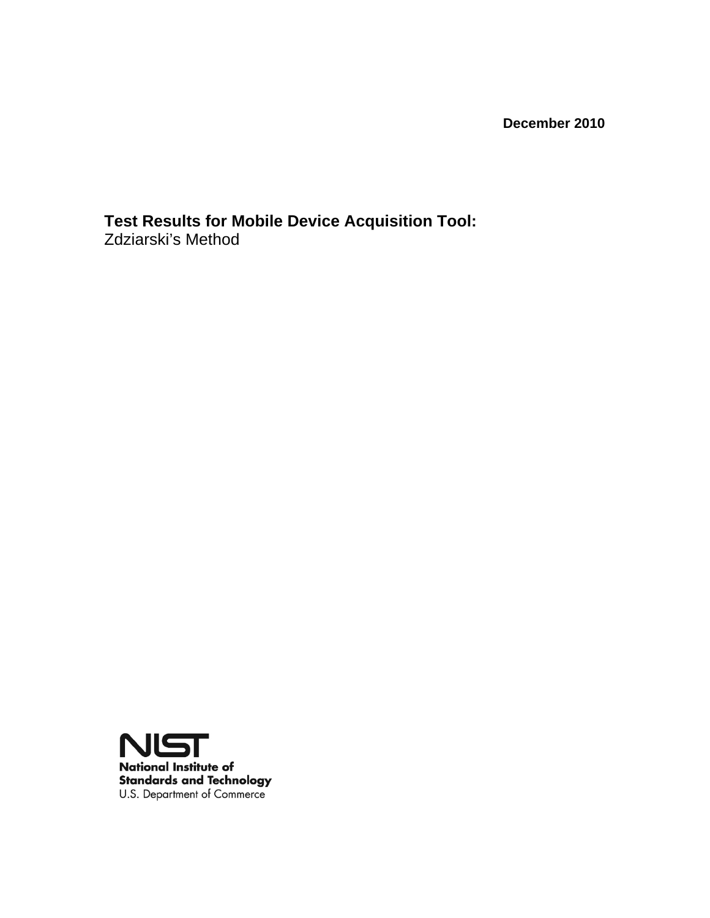December 2010

**Test Results for Mobile Device Acquisition Tool:**
Zdziarski's Method

**National Institute of Standards and Technology**
U.S. Department of Commerce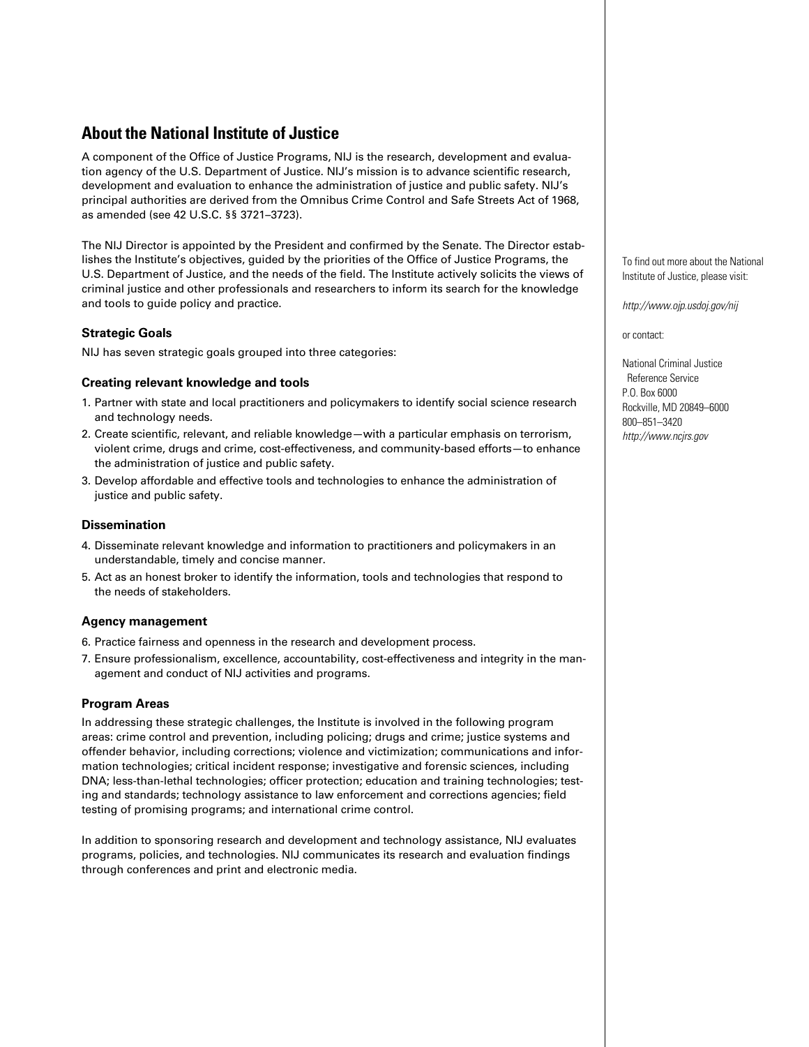## About the National Institute of Justice

A component of the Office of Justice Programs, NIJ is the research, development and evaluation agency of the U.S. Department of Justice. NIJ's mission is to advance scientific research, development and evaluation to enhance the administration of justice and public safety. NIJ's principal authorities are derived from the Omnibus Crime Control and Safe Streets Act of 1968, as amended (see 42 U.S.C. §§ 3721–3723).

The NIJ Director is appointed by the President and confirmed by the Senate. The Director establishes the Institute's objectives, guided by the priorities of the Office of Justice Programs, the U.S. Department of Justice, and the needs of the field. The Institute actively solicits the views of criminal justice and other professionals and researchers to inform its search for the knowledge and tools to guide policy and practice.

### Strategic Goals

NIJ has seven strategic goals grouped into three categories:

#### Creating relevant knowledge and tools

1. Partner with state and local practitioners and policymakers to identify social science research and technology needs.
2. Create scientific, relevant, and reliable knowledge—with a particular emphasis on terrorism, violent crime, drugs and crime, cost-effectiveness, and community-based efforts—to enhance the administration of justice and public safety.
3. Develop affordable and effective tools and technologies to enhance the administration of justice and public safety.

#### Dissemination

4. Disseminate relevant knowledge and information to practitioners and policymakers in an understandable, timely and concise manner.
5. Act as an honest broker to identify the information, tools and technologies that respond to the needs of stakeholders.

#### Agency management

6. Practice fairness and openness in the research and development process.
7. Ensure professionalism, excellence, accountability, cost-effectiveness and integrity in the management and conduct of NIJ activities and programs.

### Program Areas

In addressing these strategic challenges, the Institute is involved in the following program areas: crime control and prevention, including policing; drugs and crime; justice systems and offender behavior, including corrections; violence and victimization; communications and information technologies; critical incident response; investigative and forensic sciences, including DNA; less-than-lethal technologies; officer protection; education and training technologies; testing and standards; technology assistance to law enforcement and corrections agencies; field testing of promising programs; and international crime control.

In addition to sponsoring research and development and technology assistance, NIJ evaluates programs, policies, and technologies. NIJ communicates its research and evaluation findings through conferences and print and electronic media.

To find out more about the National Institute of Justice, please visit:

*http://www.ojp.usdoj.gov/nij*

or contact:

National Criminal Justice Reference Service
P.O. Box 6000
Rockville, MD 20849–6000
800–851–3420
*http://www.ncjrs.gov*